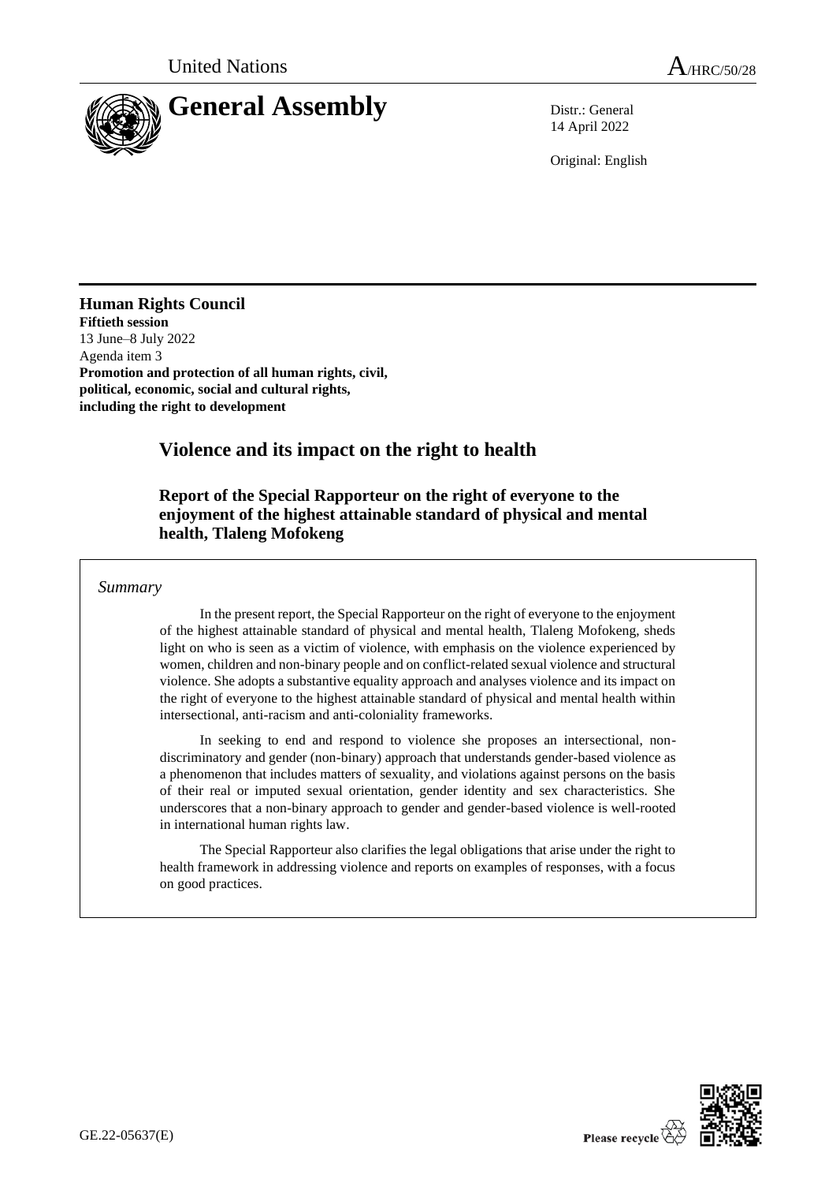United Nations

A/HRC/50/28

# General Assembly

Distr.: General
14 April 2022

Original: English

**Human Rights Council**
**Fiftieth session**
13 June–8 July 2022
Agenda item 3
**Promotion and protection of all human rights, civil, political, economic, social and cultural rights, including the right to development**

## Violence and its impact on the right to health

### Report of the Special Rapporteur on the right of everyone to the enjoyment of the highest attainable standard of physical and mental health, Tlaleng Mofokeng

*Summary*

In the present report, the Special Rapporteur on the right of everyone to the enjoyment of the highest attainable standard of physical and mental health, Tlaleng Mofokeng, sheds light on who is seen as a victim of violence, with emphasis on the violence experienced by women, children and non-binary people and on conflict-related sexual violence and structural violence. She adopts a substantive equality approach and analyses violence and its impact on the right of everyone to the highest attainable standard of physical and mental health within intersectional, anti-racism and anti-coloniality frameworks.

In seeking to end and respond to violence she proposes an intersectional, non-discriminatory and gender (non-binary) approach that understands gender-based violence as a phenomenon that includes matters of sexuality, and violations against persons on the basis of their real or imputed sexual orientation, gender identity and sex characteristics. She underscores that a non-binary approach to gender and gender-based violence is well-rooted in international human rights law.

The Special Rapporteur also clarifies the legal obligations that arise under the right to health framework in addressing violence and reports on examples of responses, with a focus on good practices.

GE.22-05637(E)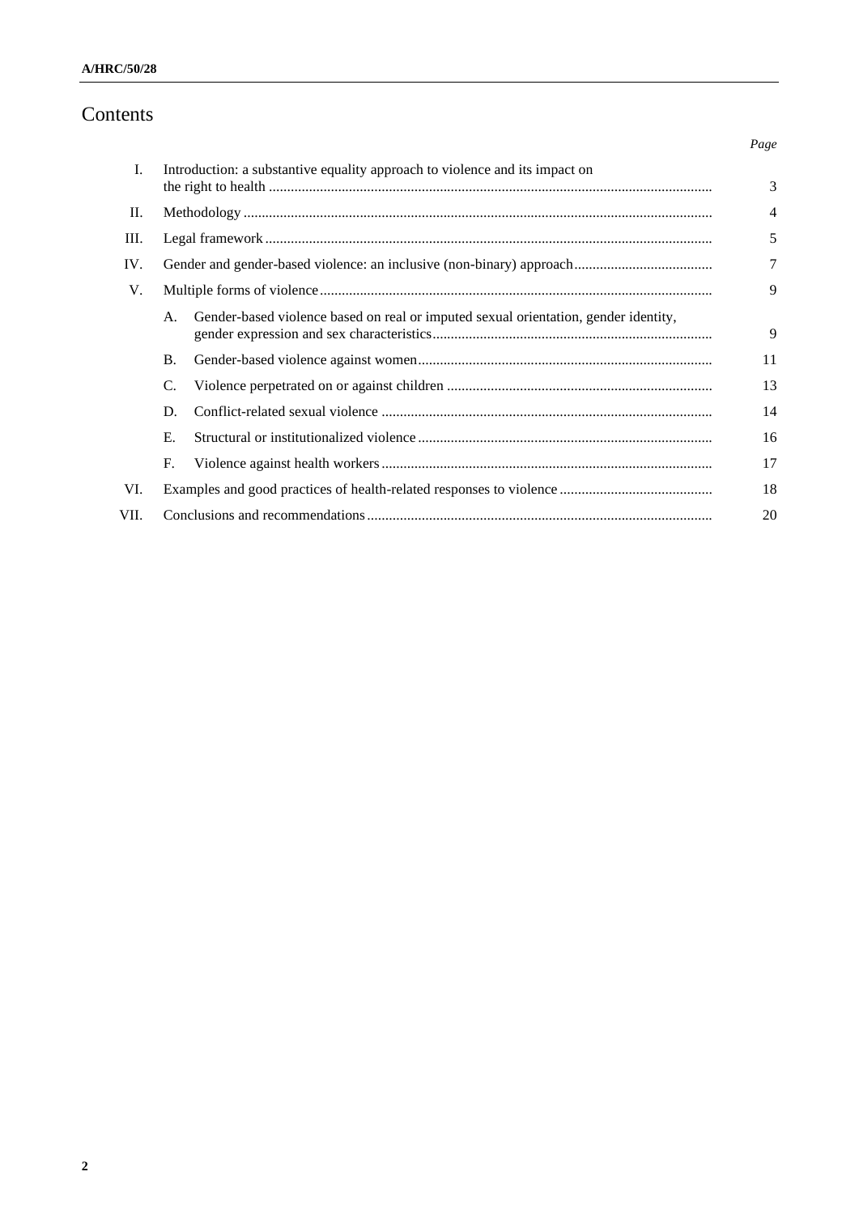# Contents

| | | Page |
|---|---|---|
| I. | Introduction: a substantive equality approach to violence and its impact on the right to health | 3 |
| II. | Methodology | 4 |
| III. | Legal framework | 5 |
| IV. | Gender and gender-based violence: an inclusive (non-binary) approach | 7 |
| V. | Multiple forms of violence | 9 |
| | A. Gender-based violence based on real or imputed sexual orientation, gender identity, gender expression and sex characteristics | 9 |
| | B. Gender-based violence against women | 11 |
| | C. Violence perpetrated on or against children | 13 |
| | D. Conflict-related sexual violence | 14 |
| | E. Structural or institutionalized violence | 16 |
| | F. Violence against health workers | 17 |
| VI. | Examples and good practices of health-related responses to violence | 18 |
| VII. | Conclusions and recommendations | 20 |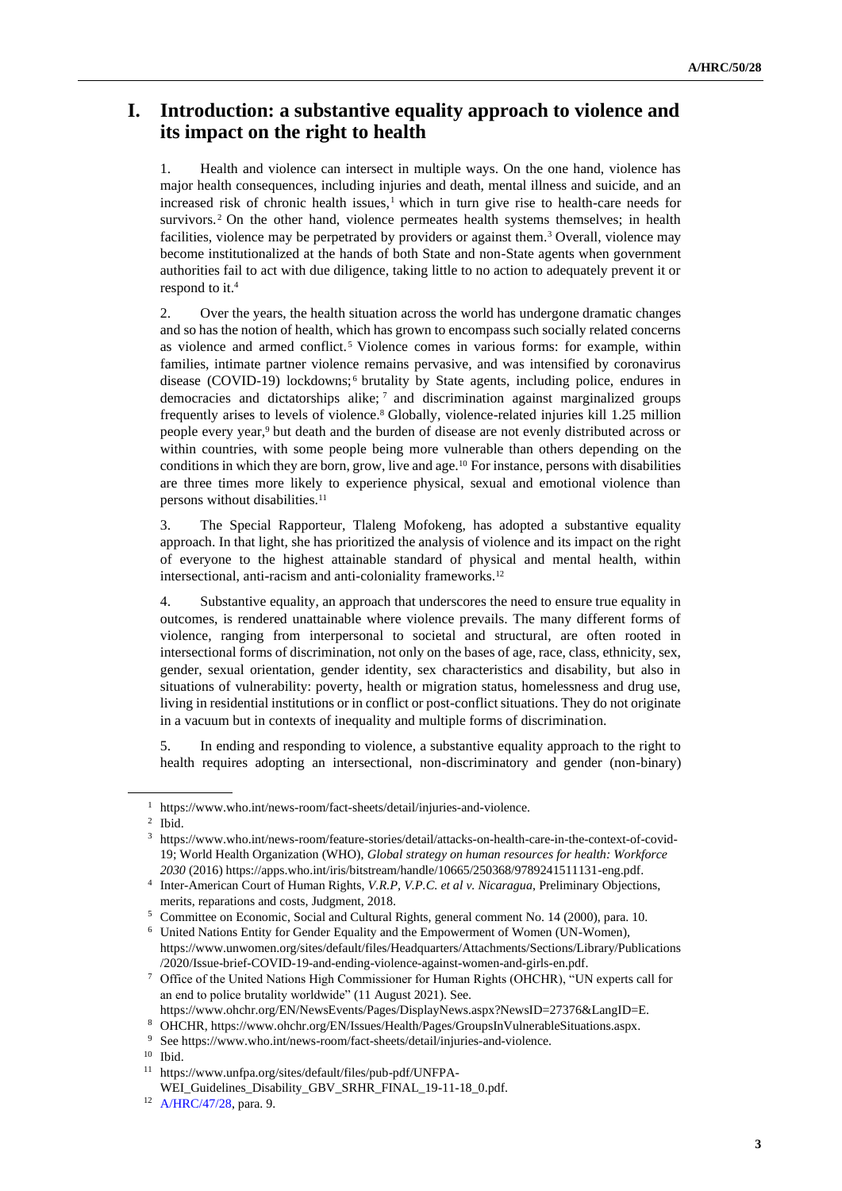# I. Introduction: a substantive equality approach to violence and its impact on the right to health

1. Health and violence can intersect in multiple ways. On the one hand, violence has major health consequences, including injuries and death, mental illness and suicide, and an increased risk of chronic health issues,[1] which in turn give rise to health-care needs for survivors.[2] On the other hand, violence permeates health systems themselves; in health facilities, violence may be perpetrated by providers or against them.[3] Overall, violence may become institutionalized at the hands of both State and non-State agents when government authorities fail to act with due diligence, taking little to no action to adequately prevent it or respond to it.[4]

2. Over the years, the health situation across the world has undergone dramatic changes and so has the notion of health, which has grown to encompass such socially related concerns as violence and armed conflict.[5] Violence comes in various forms: for example, within families, intimate partner violence remains pervasive, and was intensified by coronavirus disease (COVID-19) lockdowns;[6] brutality by State agents, including police, endures in democracies and dictatorships alike;[7] and discrimination against marginalized groups frequently arises to levels of violence.[8] Globally, violence-related injuries kill 1.25 million people every year,[9] but death and the burden of disease are not evenly distributed across or within countries, with some people being more vulnerable than others depending on the conditions in which they are born, grow, live and age.[10] For instance, persons with disabilities are three times more likely to experience physical, sexual and emotional violence than persons without disabilities.[11]

3. The Special Rapporteur, Tlaleng Mofokeng, has adopted a substantive equality approach. In that light, she has prioritized the analysis of violence and its impact on the right of everyone to the highest attainable standard of physical and mental health, within intersectional, anti-racism and anti-coloniality frameworks.[12]

4. Substantive equality, an approach that underscores the need to ensure true equality in outcomes, is rendered unattainable where violence prevails. The many different forms of violence, ranging from interpersonal to societal and structural, are often rooted in intersectional forms of discrimination, not only on the bases of age, race, class, ethnicity, sex, gender, sexual orientation, gender identity, sex characteristics and disability, but also in situations of vulnerability: poverty, health or migration status, homelessness and drug use, living in residential institutions or in conflict or post-conflict situations. They do not originate in a vacuum but in contexts of inequality and multiple forms of discrimination.

5. In ending and responding to violence, a substantive equality approach to the right to health requires adopting an intersectional, non-discriminatory and gender (non-binary)

---

[1] https://www.who.int/news-room/fact-sheets/detail/injuries-and-violence.

[2] Ibid.

[3] https://www.who.int/news-room/feature-stories/detail/attacks-on-health-care-in-the-context-of-covid-19; World Health Organization (WHO), *Global strategy on human resources for health: Workforce 2030* (2016) https://apps.who.int/iris/bitstream/handle/10665/250368/9789241511131-eng.pdf.

[4] Inter-American Court of Human Rights, *V.R.P, V.P.C. et al v. Nicaragua*, Preliminary Objections, merits, reparations and costs, Judgment, 2018.

[5] Committee on Economic, Social and Cultural Rights, general comment No. 14 (2000), para. 10.

[6] United Nations Entity for Gender Equality and the Empowerment of Women (UN-Women), https://www.unwomen.org/sites/default/files/Headquarters/Attachments/Sections/Library/Publications/2020/Issue-brief-COVID-19-and-ending-violence-against-women-and-girls-en.pdf.

[7] Office of the United Nations High Commissioner for Human Rights (OHCHR), "UN experts call for an end to police brutality worldwide" (11 August 2021). See. https://www.ohchr.org/EN/NewsEvents/Pages/DisplayNews.aspx?NewsID=27376&LangID=E.

[8] OHCHR, https://www.ohchr.org/EN/Issues/Health/Pages/GroupsInVulnerableSituations.aspx.

[9] See https://www.who.int/news-room/fact-sheets/detail/injuries-and-violence.

[10] Ibid.

[11] https://www.unfpa.org/sites/default/files/pub-pdf/UNFPA-WEI_Guidelines_Disability_GBV_SRHR_FINAL_19-11-18_0.pdf.

[12] A/HRC/47/28, para. 9.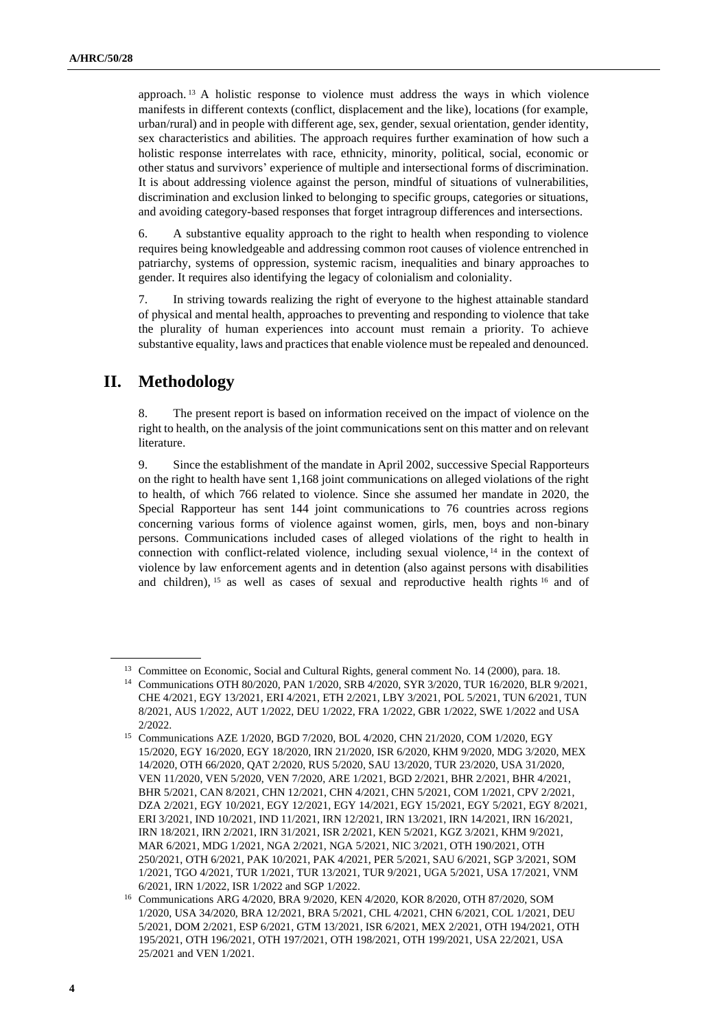approach.[13] A holistic response to violence must address the ways in which violence manifests in different contexts (conflict, displacement and the like), locations (for example, urban/rural) and in people with different age, sex, gender, sexual orientation, gender identity, sex characteristics and abilities. The approach requires further examination of how such a holistic response interrelates with race, ethnicity, minority, political, social, economic or other status and survivors' experience of multiple and intersectional forms of discrimination. It is about addressing violence against the person, mindful of situations of vulnerabilities, discrimination and exclusion linked to belonging to specific groups, categories or situations, and avoiding category-based responses that forget intragroup differences and intersections.

6. A substantive equality approach to the right to health when responding to violence requires being knowledgeable and addressing common root causes of violence entrenched in patriarchy, systems of oppression, systemic racism, inequalities and binary approaches to gender. It requires also identifying the legacy of colonialism and coloniality.

7. In striving towards realizing the right of everyone to the highest attainable standard of physical and mental health, approaches to preventing and responding to violence that take the plurality of human experiences into account must remain a priority. To achieve substantive equality, laws and practices that enable violence must be repealed and denounced.

## II. Methodology

8. The present report is based on information received on the impact of violence on the right to health, on the analysis of the joint communications sent on this matter and on relevant literature.

9. Since the establishment of the mandate in April 2002, successive Special Rapporteurs on the right to health have sent 1,168 joint communications on alleged violations of the right to health, of which 766 related to violence. Since she assumed her mandate in 2020, the Special Rapporteur has sent 144 joint communications to 76 countries across regions concerning various forms of violence against women, girls, men, boys and non-binary persons. Communications included cases of alleged violations of the right to health in connection with conflict-related violence, including sexual violence,[14] in the context of violence by law enforcement agents and in detention (also against persons with disabilities and children),[15] as well as cases of sexual and reproductive health rights[16] and of

---

[13] Committee on Economic, Social and Cultural Rights, general comment No. 14 (2000), para. 18.

[14] Communications OTH 80/2020, PAN 1/2020, SRB 4/2020, SYR 3/2020, TUR 16/2020, BLR 9/2021, CHE 4/2021, EGY 13/2021, ERI 4/2021, ETH 2/2021, LBY 3/2021, POL 5/2021, TUN 6/2021, TUN 8/2021, AUS 1/2022, AUT 1/2022, DEU 1/2022, FRA 1/2022, GBR 1/2022, SWE 1/2022 and USA 2/2022.

[15] Communications AZE 1/2020, BGD 7/2020, BOL 4/2020, CHN 21/2020, COM 1/2020, EGY 15/2020, EGY 16/2020, EGY 18/2020, IRN 21/2020, ISR 6/2020, KHM 9/2020, MDG 3/2020, MEX 14/2020, OTH 66/2020, QAT 2/2020, RUS 5/2020, SAU 13/2020, TUR 23/2020, USA 31/2020, VEN 11/2020, VEN 5/2020, VEN 7/2020, ARE 1/2021, BGD 2/2021, BHR 2/2021, BHR 4/2021, BHR 5/2021, CAN 8/2021, CHN 12/2021, CHN 4/2021, CHN 5/2021, COM 1/2021, CPV 2/2021, DZA 2/2021, EGY 10/2021, EGY 12/2021, EGY 14/2021, EGY 15/2021, EGY 5/2021, EGY 8/2021, ERI 3/2021, IND 10/2021, IND 11/2021, IRN 12/2021, IRN 13/2021, IRN 14/2021, IRN 16/2021, IRN 18/2021, IRN 2/2021, IRN 31/2021, ISR 2/2021, KEN 5/2021, KGZ 3/2021, KHM 9/2021, MAR 6/2021, MDG 1/2021, NGA 2/2021, NGA 5/2021, NIC 3/2021, OTH 190/2021, OTH 250/2021, OTH 6/2021, PAK 10/2021, PAK 4/2021, PER 5/2021, SAU 6/2021, SGP 3/2021, SOM 1/2021, TGO 4/2021, TUR 1/2021, TUR 13/2021, TUR 9/2021, UGA 5/2021, USA 17/2021, VNM 6/2021, IRN 1/2022, ISR 1/2022 and SGP 1/2022.

[16] Communications ARG 4/2020, BRA 9/2020, KEN 4/2020, KOR 8/2020, OTH 87/2020, SOM 1/2020, USA 34/2020, BRA 12/2021, BRA 5/2021, CHL 4/2021, CHN 6/2021, COL 1/2021, DEU 5/2021, DOM 2/2021, ESP 6/2021, GTM 13/2021, ISR 6/2021, MEX 2/2021, OTH 194/2021, OTH 195/2021, OTH 196/2021, OTH 197/2021, OTH 198/2021, OTH 199/2021, USA 22/2021, USA 25/2021 and VEN 1/2021.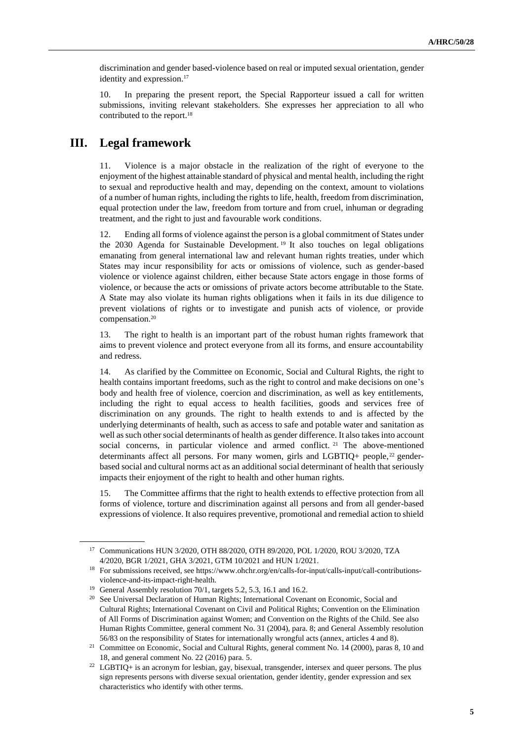discrimination and gender based-violence based on real or imputed sexual orientation, gender identity and expression.[17]

10. In preparing the present report, the Special Rapporteur issued a call for written submissions, inviting relevant stakeholders. She expresses her appreciation to all who contributed to the report.[18]

## III. Legal framework

11. Violence is a major obstacle in the realization of the right of everyone to the enjoyment of the highest attainable standard of physical and mental health, including the right to sexual and reproductive health and may, depending on the context, amount to violations of a number of human rights, including the rights to life, health, freedom from discrimination, equal protection under the law, freedom from torture and from cruel, inhuman or degrading treatment, and the right to just and favourable work conditions.

12. Ending all forms of violence against the person is a global commitment of States under the 2030 Agenda for Sustainable Development.[19] It also touches on legal obligations emanating from general international law and relevant human rights treaties, under which States may incur responsibility for acts or omissions of violence, such as gender-based violence or violence against children, either because State actors engage in those forms of violence, or because the acts or omissions of private actors become attributable to the State. A State may also violate its human rights obligations when it fails in its due diligence to prevent violations of rights or to investigate and punish acts of violence, or provide compensation.[20]

13. The right to health is an important part of the robust human rights framework that aims to prevent violence and protect everyone from all its forms, and ensure accountability and redress.

14. As clarified by the Committee on Economic, Social and Cultural Rights, the right to health contains important freedoms, such as the right to control and make decisions on one's body and health free of violence, coercion and discrimination, as well as key entitlements, including the right to equal access to health facilities, goods and services free of discrimination on any grounds. The right to health extends to and is affected by the underlying determinants of health, such as access to safe and potable water and sanitation as well as such other social determinants of health as gender difference. It also takes into account social concerns, in particular violence and armed conflict.[21] The above-mentioned determinants affect all persons. For many women, girls and LGBTIQ+ people,[22] gender-based social and cultural norms act as an additional social determinant of health that seriously impacts their enjoyment of the right to health and other human rights.

15. The Committee affirms that the right to health extends to effective protection from all forms of violence, torture and discrimination against all persons and from all gender-based expressions of violence. It also requires preventive, promotional and remedial action to shield

---

[17] Communications HUN 3/2020, OTH 88/2020, OTH 89/2020, POL 1/2020, ROU 3/2020, TZA 4/2020, BGR 1/2021, GHA 3/2021, GTM 10/2021 and HUN 1/2021.

[18] For submissions received, see https://www.ohchr.org/en/calls-for-input/calls-input/call-contributions-violence-and-its-impact-right-health.

[19] General Assembly resolution 70/1, targets 5.2, 5.3, 16.1 and 16.2.

[20] See Universal Declaration of Human Rights; International Covenant on Economic, Social and Cultural Rights; International Covenant on Civil and Political Rights; Convention on the Elimination of All Forms of Discrimination against Women; and Convention on the Rights of the Child. See also Human Rights Committee, general comment No. 31 (2004), para. 8; and General Assembly resolution 56/83 on the responsibility of States for internationally wrongful acts (annex, articles 4 and 8).

[21] Committee on Economic, Social and Cultural Rights, general comment No. 14 (2000), paras 8, 10 and 18, and general comment No. 22 (2016) para. 5.

[22] LGBTIQ+ is an acronym for lesbian, gay, bisexual, transgender, intersex and queer persons. The plus sign represents persons with diverse sexual orientation, gender identity, gender expression and sex characteristics who identify with other terms.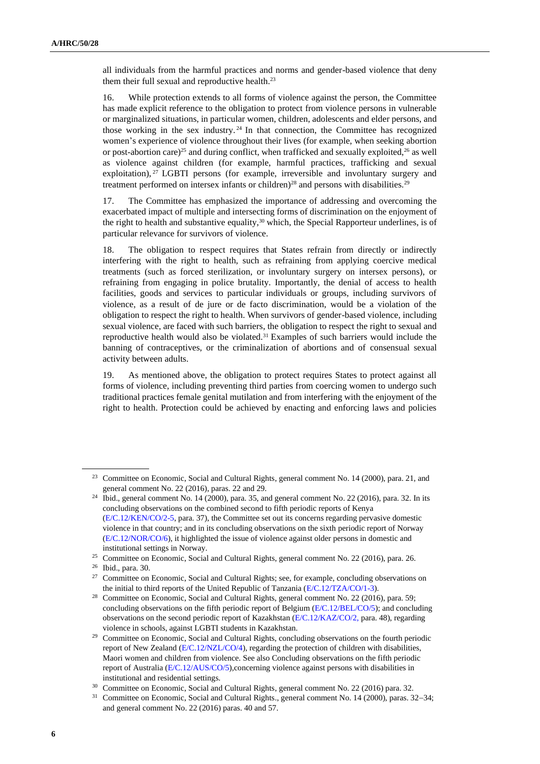all individuals from the harmful practices and norms and gender-based violence that deny them their full sexual and reproductive health.[23]

16. While protection extends to all forms of violence against the person, the Committee has made explicit reference to the obligation to protect from violence persons in vulnerable or marginalized situations, in particular women, children, adolescents and elder persons, and those working in the sex industry.[24] In that connection, the Committee has recognized women's experience of violence throughout their lives (for example, when seeking abortion or post-abortion care)[25] and during conflict, when trafficked and sexually exploited,[26] as well as violence against children (for example, harmful practices, trafficking and sexual exploitation),[27] LGBTI persons (for example, irreversible and involuntary surgery and treatment performed on intersex infants or children)[28] and persons with disabilities.[29]

17. The Committee has emphasized the importance of addressing and overcoming the exacerbated impact of multiple and intersecting forms of discrimination on the enjoyment of the right to health and substantive equality,[30] which, the Special Rapporteur underlines, is of particular relevance for survivors of violence.

18. The obligation to respect requires that States refrain from directly or indirectly interfering with the right to health, such as refraining from applying coercive medical treatments (such as forced sterilization, or involuntary surgery on intersex persons), or refraining from engaging in police brutality. Importantly, the denial of access to health facilities, goods and services to particular individuals or groups, including survivors of violence, as a result of de jure or de facto discrimination, would be a violation of the obligation to respect the right to health. When survivors of gender-based violence, including sexual violence, are faced with such barriers, the obligation to respect the right to sexual and reproductive health would also be violated.[31] Examples of such barriers would include the banning of contraceptives, or the criminalization of abortions and of consensual sexual activity between adults.

19. As mentioned above, the obligation to protect requires States to protect against all forms of violence, including preventing third parties from coercing women to undergo such traditional practices female genital mutilation and from interfering with the enjoyment of the right to health. Protection could be achieved by enacting and enforcing laws and policies

---

[23] Committee on Economic, Social and Cultural Rights, general comment No. 14 (2000), para. 21, and general comment No. 22 (2016), paras. 22 and 29.

[24] Ibid., general comment No. 14 (2000), para. 35, and general comment No. 22 (2016), para. 32. In its concluding observations on the combined second to fifth periodic reports of Kenya (E/C.12/KEN/CO/2-5, para. 37), the Committee set out its concerns regarding pervasive domestic violence in that country; and in its concluding observations on the sixth periodic report of Norway (E/C.12/NOR/CO/6), it highlighted the issue of violence against older persons in domestic and institutional settings in Norway.

[25] Committee on Economic, Social and Cultural Rights, general comment No. 22 (2016), para. 26.

[26] Ibid., para. 30.

[27] Committee on Economic, Social and Cultural Rights; see, for example, concluding observations on the initial to third reports of the United Republic of Tanzania (E/C.12/TZA/CO/1-3).

[28] Committee on Economic, Social and Cultural Rights, general comment No. 22 (2016), para. 59; concluding observations on the fifth periodic report of Belgium (E/C.12/BEL/CO/5); and concluding observations on the second periodic report of Kazakhstan (E/C.12/KAZ/CO/2, para. 48), regarding violence in schools, against LGBTI students in Kazakhstan.

[29] Committee on Economic, Social and Cultural Rights, concluding observations on the fourth periodic report of New Zealand (E/C.12/NZL/CO/4), regarding the protection of children with disabilities, Maori women and children from violence. See also Concluding observations on the fifth periodic report of Australia (E/C.12/AUS/CO/5),concerning violence against persons with disabilities in institutional and residential settings.

[30] Committee on Economic, Social and Cultural Rights, general comment No. 22 (2016) para. 32.

[31] Committee on Economic, Social and Cultural Rights., general comment No. 14 (2000), paras. 32−34; and general comment No. 22 (2016) paras. 40 and 57.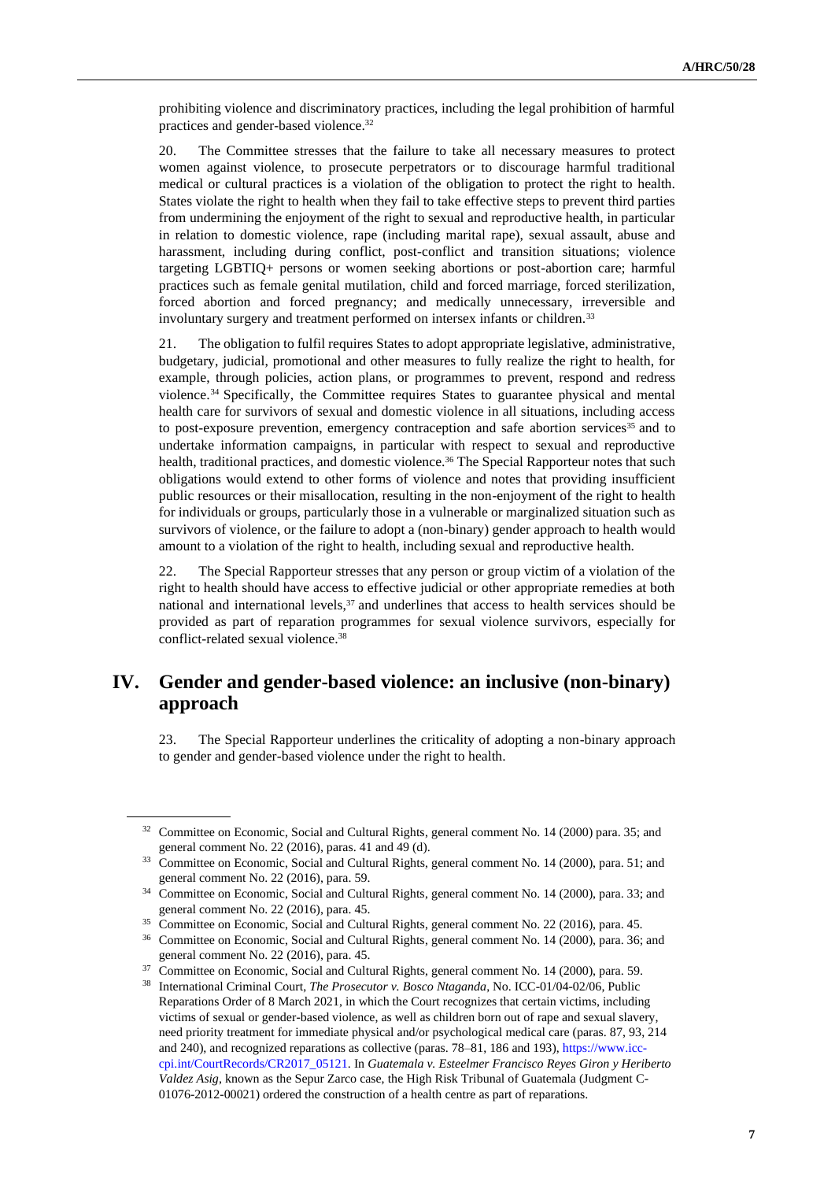prohibiting violence and discriminatory practices, including the legal prohibition of harmful practices and gender-based violence.[32]

20. The Committee stresses that the failure to take all necessary measures to protect women against violence, to prosecute perpetrators or to discourage harmful traditional medical or cultural practices is a violation of the obligation to protect the right to health. States violate the right to health when they fail to take effective steps to prevent third parties from undermining the enjoyment of the right to sexual and reproductive health, in particular in relation to domestic violence, rape (including marital rape), sexual assault, abuse and harassment, including during conflict, post-conflict and transition situations; violence targeting LGBTIQ+ persons or women seeking abortions or post-abortion care; harmful practices such as female genital mutilation, child and forced marriage, forced sterilization, forced abortion and forced pregnancy; and medically unnecessary, irreversible and involuntary surgery and treatment performed on intersex infants or children.[33]

21. The obligation to fulfil requires States to adopt appropriate legislative, administrative, budgetary, judicial, promotional and other measures to fully realize the right to health, for example, through policies, action plans, or programmes to prevent, respond and redress violence.[34] Specifically, the Committee requires States to guarantee physical and mental health care for survivors of sexual and domestic violence in all situations, including access to post-exposure prevention, emergency contraception and safe abortion services[35] and to undertake information campaigns, in particular with respect to sexual and reproductive health, traditional practices, and domestic violence.[36] The Special Rapporteur notes that such obligations would extend to other forms of violence and notes that providing insufficient public resources or their misallocation, resulting in the non-enjoyment of the right to health for individuals or groups, particularly those in a vulnerable or marginalized situation such as survivors of violence, or the failure to adopt a (non-binary) gender approach to health would amount to a violation of the right to health, including sexual and reproductive health.

22. The Special Rapporteur stresses that any person or group victim of a violation of the right to health should have access to effective judicial or other appropriate remedies at both national and international levels,[37] and underlines that access to health services should be provided as part of reparation programmes for sexual violence survivors, especially for conflict-related sexual violence.[38]

# IV. Gender and gender-based violence: an inclusive (non-binary) approach

23. The Special Rapporteur underlines the criticality of adopting a non-binary approach to gender and gender-based violence under the right to health.

---

[32] Committee on Economic, Social and Cultural Rights, general comment No. 14 (2000) para. 35; and general comment No. 22 (2016), paras. 41 and 49 (d).

[33] Committee on Economic, Social and Cultural Rights, general comment No. 14 (2000), para. 51; and general comment No. 22 (2016), para. 59.

[34] Committee on Economic, Social and Cultural Rights, general comment No. 14 (2000), para. 33; and general comment No. 22 (2016), para. 45.

[35] Committee on Economic, Social and Cultural Rights, general comment No. 22 (2016), para. 45.

[36] Committee on Economic, Social and Cultural Rights, general comment No. 14 (2000), para. 36; and general comment No. 22 (2016), para. 45.

[37] Committee on Economic, Social and Cultural Rights, general comment No. 14 (2000), para. 59.

[38] International Criminal Court, *The Prosecutor v. Bosco Ntaganda*, No. ICC-01/04-02/06, Public Reparations Order of 8 March 2021, in which the Court recognizes that certain victims, including victims of sexual or gender-based violence, as well as children born out of rape and sexual slavery, need priority treatment for immediate physical and/or psychological medical care (paras. 87, 93, 214 and 240), and recognized reparations as collective (paras. 78–81, 186 and 193), https://www.icc-cpi.int/CourtRecords/CR2017_05121. In *Guatemala v. Esteelmer Francisco Reyes Giron y Heriberto Valdez Asig*, known as the Sepur Zarco case, the High Risk Tribunal of Guatemala (Judgment C-01076-2012-00021) ordered the construction of a health centre as part of reparations.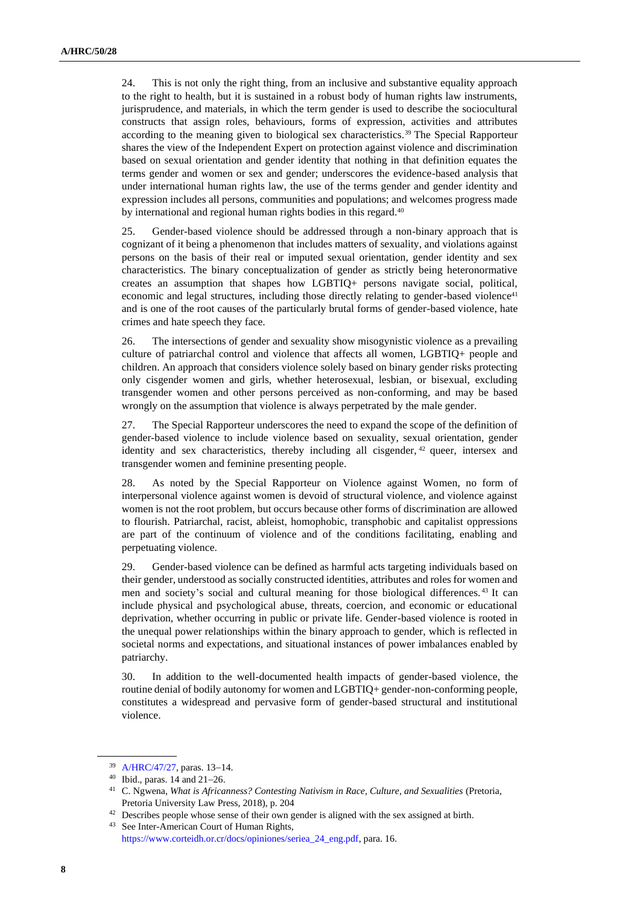24. This is not only the right thing, from an inclusive and substantive equality approach to the right to health, but it is sustained in a robust body of human rights law instruments, jurisprudence, and materials, in which the term gender is used to describe the sociocultural constructs that assign roles, behaviours, forms of expression, activities and attributes according to the meaning given to biological sex characteristics.[39] The Special Rapporteur shares the view of the Independent Expert on protection against violence and discrimination based on sexual orientation and gender identity that nothing in that definition equates the terms gender and women or sex and gender; underscores the evidence-based analysis that under international human rights law, the use of the terms gender and gender identity and expression includes all persons, communities and populations; and welcomes progress made by international and regional human rights bodies in this regard.[40]

25. Gender-based violence should be addressed through a non-binary approach that is cognizant of it being a phenomenon that includes matters of sexuality, and violations against persons on the basis of their real or imputed sexual orientation, gender identity and sex characteristics. The binary conceptualization of gender as strictly being heteronormative creates an assumption that shapes how LGBTIQ+ persons navigate social, political, economic and legal structures, including those directly relating to gender-based violence[41] and is one of the root causes of the particularly brutal forms of gender-based violence, hate crimes and hate speech they face.

26. The intersections of gender and sexuality show misogynistic violence as a prevailing culture of patriarchal control and violence that affects all women, LGBTIQ+ people and children. An approach that considers violence solely based on binary gender risks protecting only cisgender women and girls, whether heterosexual, lesbian, or bisexual, excluding transgender women and other persons perceived as non-conforming, and may be based wrongly on the assumption that violence is always perpetrated by the male gender.

27. The Special Rapporteur underscores the need to expand the scope of the definition of gender-based violence to include violence based on sexuality, sexual orientation, gender identity and sex characteristics, thereby including all cisgender,[42] queer, intersex and transgender women and feminine presenting people.

28. As noted by the Special Rapporteur on Violence against Women, no form of interpersonal violence against women is devoid of structural violence, and violence against women is not the root problem, but occurs because other forms of discrimination are allowed to flourish. Patriarchal, racist, ableist, homophobic, transphobic and capitalist oppressions are part of the continuum of violence and of the conditions facilitating, enabling and perpetuating violence.

29. Gender-based violence can be defined as harmful acts targeting individuals based on their gender, understood as socially constructed identities, attributes and roles for women and men and society's social and cultural meaning for those biological differences.[43] It can include physical and psychological abuse, threats, coercion, and economic or educational deprivation, whether occurring in public or private life. Gender-based violence is rooted in the unequal power relationships within the binary approach to gender, which is reflected in societal norms and expectations, and situational instances of power imbalances enabled by patriarchy.

30. In addition to the well-documented health impacts of gender-based violence, the routine denial of bodily autonomy for women and LGBTIQ+ gender-non-conforming people, constitutes a widespread and pervasive form of gender-based structural and institutional violence.

---

[39] A/HRC/47/27, paras. 13–14.

[40] Ibid., paras. 14 and 21–26.

[41] C. Ngwena, *What is Africanness? Contesting Nativism in Race, Culture, and Sexualities* (Pretoria, Pretoria University Law Press, 2018), p. 204

[42] Describes people whose sense of their own gender is aligned with the sex assigned at birth.

[43] See Inter-American Court of Human Rights, https://www.corteidh.or.cr/docs/opiniones/seriea_24_eng.pdf, para. 16.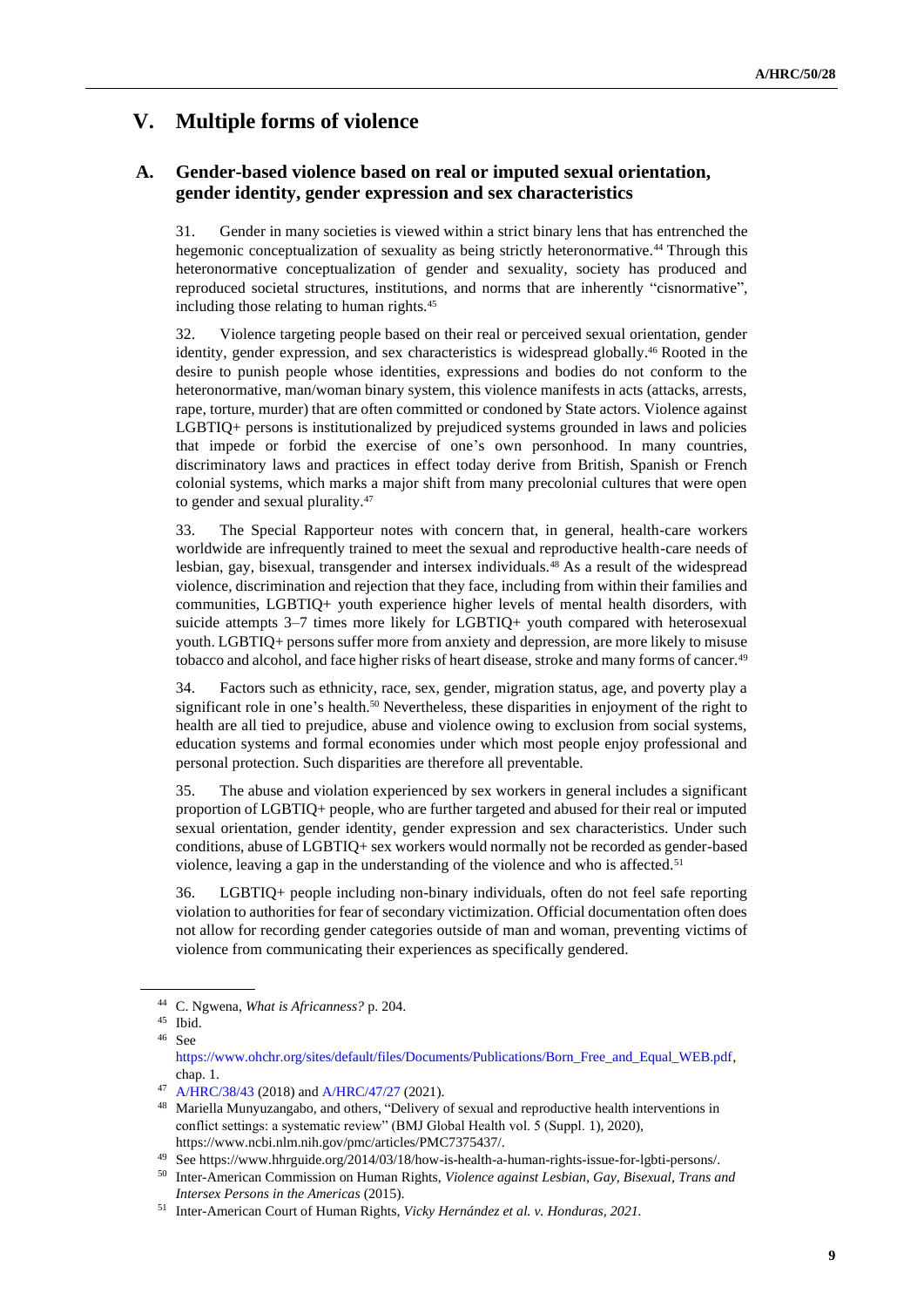# V. Multiple forms of violence

## A. Gender-based violence based on real or imputed sexual orientation, gender identity, gender expression and sex characteristics

31. Gender in many societies is viewed within a strict binary lens that has entrenched the hegemonic conceptualization of sexuality as being strictly heteronormative.[44] Through this heteronormative conceptualization of gender and sexuality, society has produced and reproduced societal structures, institutions, and norms that are inherently "cisnormative", including those relating to human rights.[45]

32. Violence targeting people based on their real or perceived sexual orientation, gender identity, gender expression, and sex characteristics is widespread globally.[46] Rooted in the desire to punish people whose identities, expressions and bodies do not conform to the heteronormative, man/woman binary system, this violence manifests in acts (attacks, arrests, rape, torture, murder) that are often committed or condoned by State actors. Violence against LGBTIQ+ persons is institutionalized by prejudiced systems grounded in laws and policies that impede or forbid the exercise of one's own personhood. In many countries, discriminatory laws and practices in effect today derive from British, Spanish or French colonial systems, which marks a major shift from many precolonial cultures that were open to gender and sexual plurality.[47]

33. The Special Rapporteur notes with concern that, in general, health-care workers worldwide are infrequently trained to meet the sexual and reproductive health-care needs of lesbian, gay, bisexual, transgender and intersex individuals.[48] As a result of the widespread violence, discrimination and rejection that they face, including from within their families and communities, LGBTIQ+ youth experience higher levels of mental health disorders, with suicide attempts 3–7 times more likely for LGBTIQ+ youth compared with heterosexual youth. LGBTIQ+ persons suffer more from anxiety and depression, are more likely to misuse tobacco and alcohol, and face higher risks of heart disease, stroke and many forms of cancer.[49]

34. Factors such as ethnicity, race, sex, gender, migration status, age, and poverty play a significant role in one's health.[50] Nevertheless, these disparities in enjoyment of the right to health are all tied to prejudice, abuse and violence owing to exclusion from social systems, education systems and formal economies under which most people enjoy professional and personal protection. Such disparities are therefore all preventable.

35. The abuse and violation experienced by sex workers in general includes a significant proportion of LGBTIQ+ people, who are further targeted and abused for their real or imputed sexual orientation, gender identity, gender expression and sex characteristics. Under such conditions, abuse of LGBTIQ+ sex workers would normally not be recorded as gender-based violence, leaving a gap in the understanding of the violence and who is affected.[51]

36. LGBTIQ+ people including non-binary individuals, often do not feel safe reporting violation to authorities for fear of secondary victimization. Official documentation often does not allow for recording gender categories outside of man and woman, preventing victims of violence from communicating their experiences as specifically gendered.

---

[44] C. Ngwena, *What is Africanness?* p. 204.

[45] Ibid.

[46] See https://www.ohchr.org/sites/default/files/Documents/Publications/Born_Free_and_Equal_WEB.pdf, chap. 1.

[47] A/HRC/38/43 (2018) and A/HRC/47/27 (2021).

[48] Mariella Munyuzangabo, and others, "Delivery of sexual and reproductive health interventions in conflict settings: a systematic review" (BMJ Global Health vol. 5 (Suppl. 1), 2020), https://www.ncbi.nlm.nih.gov/pmc/articles/PMC7375437/.

[49] See https://www.hhrguide.org/2014/03/18/how-is-health-a-human-rights-issue-for-lgbti-persons/.

[50] Inter-American Commission on Human Rights, *Violence against Lesbian, Gay, Bisexual, Trans and Intersex Persons in the Americas* (2015).

[51] Inter-American Court of Human Rights, *Vicky Hernández et al. v. Honduras, 2021.*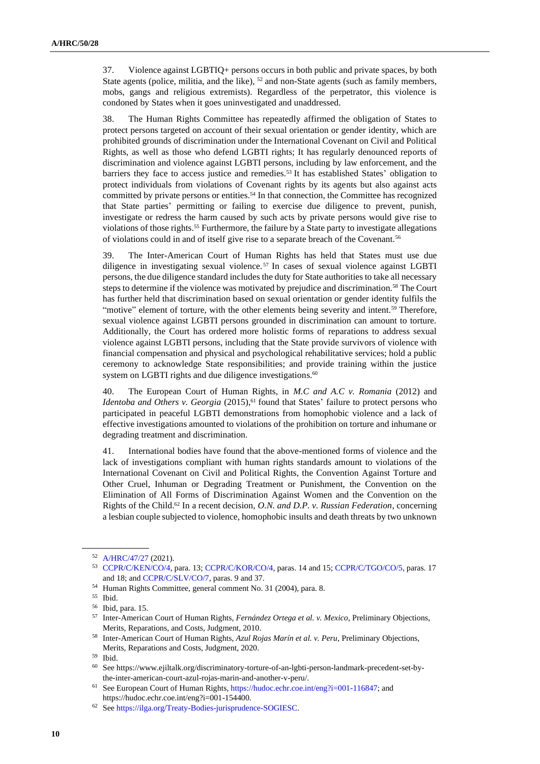37. Violence against LGBTIQ+ persons occurs in both public and private spaces, by both State agents (police, militia, and the like), [52] and non-State agents (such as family members, mobs, gangs and religious extremists). Regardless of the perpetrator, this violence is condoned by States when it goes uninvestigated and unaddressed.

38. The Human Rights Committee has repeatedly affirmed the obligation of States to protect persons targeted on account of their sexual orientation or gender identity, which are prohibited grounds of discrimination under the International Covenant on Civil and Political Rights, as well as those who defend LGBTI rights; It has regularly denounced reports of discrimination and violence against LGBTI persons, including by law enforcement, and the barriers they face to access justice and remedies.[53] It has established States' obligation to protect individuals from violations of Covenant rights by its agents but also against acts committed by private persons or entities.[54] In that connection, the Committee has recognized that State parties' permitting or failing to exercise due diligence to prevent, punish, investigate or redress the harm caused by such acts by private persons would give rise to violations of those rights.[55] Furthermore, the failure by a State party to investigate allegations of violations could in and of itself give rise to a separate breach of the Covenant.[56]

39. The Inter-American Court of Human Rights has held that States must use due diligence in investigating sexual violence.[57] In cases of sexual violence against LGBTI persons, the due diligence standard includes the duty for State authorities to take all necessary steps to determine if the violence was motivated by prejudice and discrimination.[58] The Court has further held that discrimination based on sexual orientation or gender identity fulfils the "motive" element of torture, with the other elements being severity and intent.[59] Therefore, sexual violence against LGBTI persons grounded in discrimination can amount to torture. Additionally, the Court has ordered more holistic forms of reparations to address sexual violence against LGBTI persons, including that the State provide survivors of violence with financial compensation and physical and psychological rehabilitative services; hold a public ceremony to acknowledge State responsibilities; and provide training within the justice system on LGBTI rights and due diligence investigations.[60]

40. The European Court of Human Rights, in *M.C and A.C v. Romania* (2012) and *Identoba and Others v. Georgia* (2015),[61] found that States' failure to protect persons who participated in peaceful LGBTI demonstrations from homophobic violence and a lack of effective investigations amounted to violations of the prohibition on torture and inhumane or degrading treatment and discrimination.

41. International bodies have found that the above-mentioned forms of violence and the lack of investigations compliant with human rights standards amount to violations of the International Covenant on Civil and Political Rights, the Convention Against Torture and Other Cruel, Inhuman or Degrading Treatment or Punishment, the Convention on the Elimination of All Forms of Discrimination Against Women and the Convention on the Rights of the Child.[62] In a recent decision, *O.N. and D.P. v. Russian Federation*, concerning a lesbian couple subjected to violence, homophobic insults and death threats by two unknown

---

[52] A/HRC/47/27 (2021).

[53] CCPR/C/KEN/CO/4, para. 13; CCPR/C/KOR/CO/4, paras. 14 and 15; CCPR/C/TGO/CO/5, paras. 17 and 18; and CCPR/C/SLV/CO/7, paras. 9 and 37.

[54] Human Rights Committee, general comment No. 31 (2004), para. 8.

[55] Ibid.

[56] Ibid, para. 15.

[57] Inter-American Court of Human Rights, *Fernández Ortega et al. v. Mexico*, Preliminary Objections, Merits, Reparations, and Costs, Judgment, 2010.

[58] Inter-American Court of Human Rights, *Azul Rojas Marín et al. v. Peru*, Preliminary Objections, Merits, Reparations and Costs, Judgment, 2020.

[59] Ibid.

[60] See https://www.ejiltalk.org/discriminatory-torture-of-an-lgbti-person-landmark-precedent-set-by-the-inter-american-court-azul-rojas-marin-and-another-v-peru/.

[61] See European Court of Human Rights, https://hudoc.echr.coe.int/eng?i=001-116847; and https://hudoc.echr.coe.int/eng?i=001-154400.

[62] See https://ilga.org/Treaty-Bodies-jurisprudence-SOGIESC.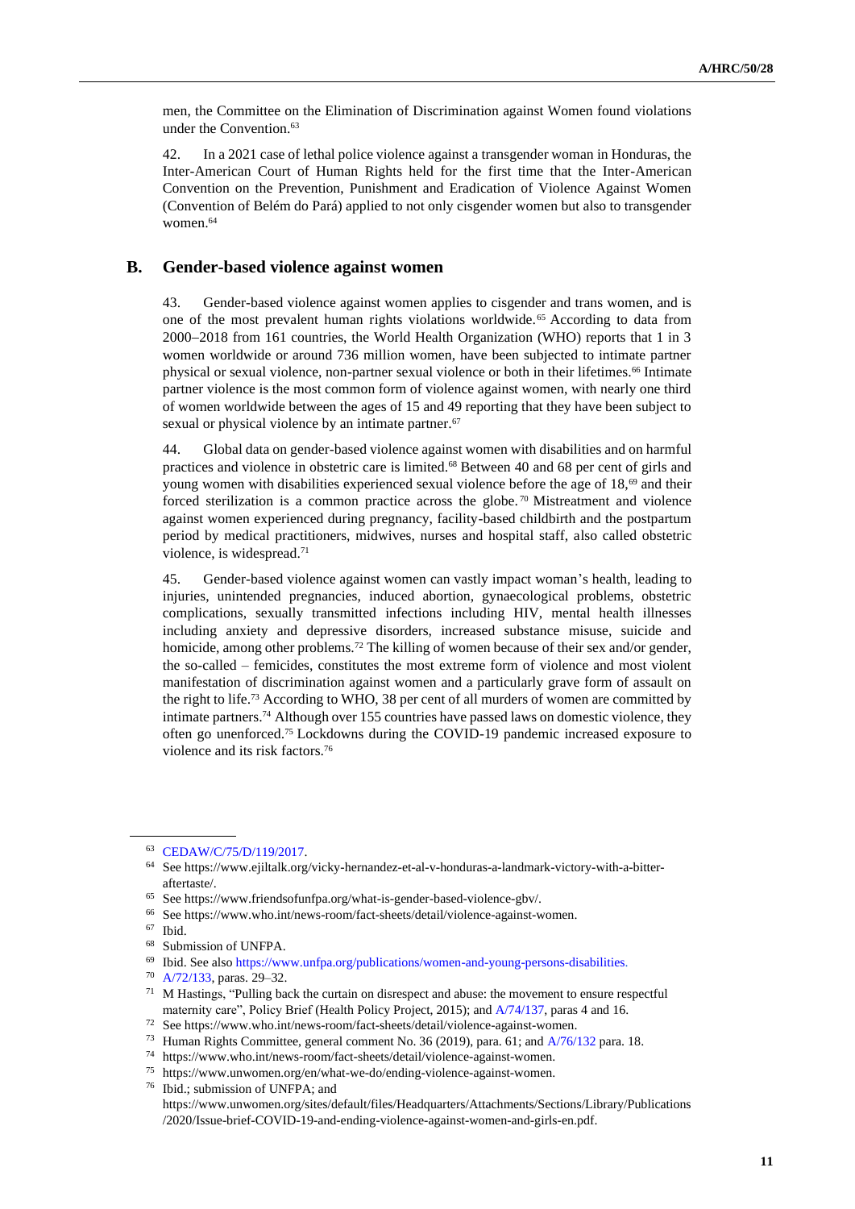men, the Committee on the Elimination of Discrimination against Women found violations under the Convention.[63]

42. In a 2021 case of lethal police violence against a transgender woman in Honduras, the Inter-American Court of Human Rights held for the first time that the Inter-American Convention on the Prevention, Punishment and Eradication of Violence Against Women (Convention of Belém do Pará) applied to not only cisgender women but also to transgender women.[64]

## B. Gender-based violence against women

43. Gender-based violence against women applies to cisgender and trans women, and is one of the most prevalent human rights violations worldwide.[65] According to data from 2000–2018 from 161 countries, the World Health Organization (WHO) reports that 1 in 3 women worldwide or around 736 million women, have been subjected to intimate partner physical or sexual violence, non-partner sexual violence or both in their lifetimes.[66] Intimate partner violence is the most common form of violence against women, with nearly one third of women worldwide between the ages of 15 and 49 reporting that they have been subject to sexual or physical violence by an intimate partner.[67]

44. Global data on gender-based violence against women with disabilities and on harmful practices and violence in obstetric care is limited.[68] Between 40 and 68 per cent of girls and young women with disabilities experienced sexual violence before the age of 18,[69] and their forced sterilization is a common practice across the globe.[70] Mistreatment and violence against women experienced during pregnancy, facility-based childbirth and the postpartum period by medical practitioners, midwives, nurses and hospital staff, also called obstetric violence, is widespread.[71]

45. Gender-based violence against women can vastly impact woman's health, leading to injuries, unintended pregnancies, induced abortion, gynaecological problems, obstetric complications, sexually transmitted infections including HIV, mental health illnesses including anxiety and depressive disorders, increased substance misuse, suicide and homicide, among other problems.[72] The killing of women because of their sex and/or gender, the so-called – femicides, constitutes the most extreme form of violence and most violent manifestation of discrimination against women and a particularly grave form of assault on the right to life.[73] According to WHO, 38 per cent of all murders of women are committed by intimate partners.[74] Although over 155 countries have passed laws on domestic violence, they often go unenforced.[75] Lockdowns during the COVID-19 pandemic increased exposure to violence and its risk factors.[76]

---

[63] CEDAW/C/75/D/119/2017.

[64] See https://www.ejiltalk.org/vicky-hernandez-et-al-v-honduras-a-landmark-victory-with-a-bitter-aftertaste/.

[65] See https://www.friendsofunfpa.org/what-is-gender-based-violence-gbv/.

[66] See https://www.who.int/news-room/fact-sheets/detail/violence-against-women.

[67] Ibid.

[68] Submission of UNFPA.

[69] Ibid. See also https://www.unfpa.org/publications/women-and-young-persons-disabilities.

[70] A/72/133, paras. 29–32.

[71] M Hastings, "Pulling back the curtain on disrespect and abuse: the movement to ensure respectful maternity care", Policy Brief (Health Policy Project, 2015); and A/74/137, paras 4 and 16.

[72] See https://www.who.int/news-room/fact-sheets/detail/violence-against-women.

[73] Human Rights Committee, general comment No. 36 (2019), para. 61; and A/76/132 para. 18.

[74] https://www.who.int/news-room/fact-sheets/detail/violence-against-women.

[75] https://www.unwomen.org/en/what-we-do/ending-violence-against-women.

[76] Ibid.; submission of UNFPA; and https://www.unwomen.org/sites/default/files/Headquarters/Attachments/Sections/Library/Publications/2020/Issue-brief-COVID-19-and-ending-violence-against-women-and-girls-en.pdf.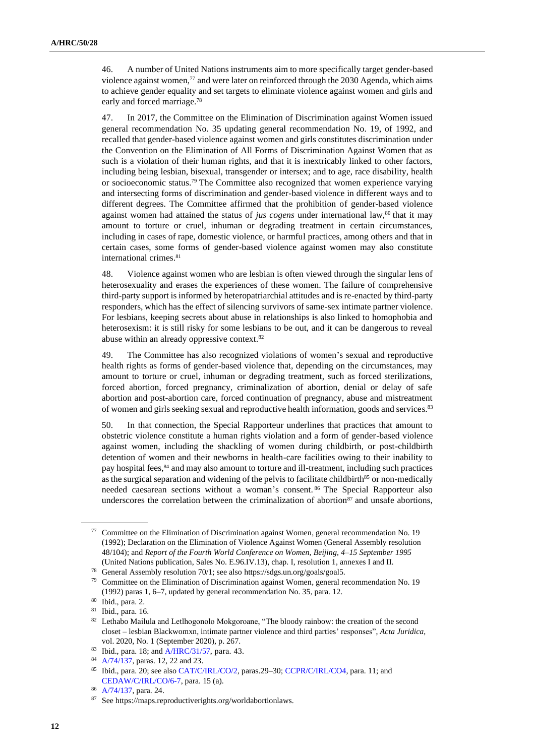46. A number of United Nations instruments aim to more specifically target gender-based violence against women,[77] and were later on reinforced through the 2030 Agenda, which aims to achieve gender equality and set targets to eliminate violence against women and girls and early and forced marriage.[78]

47. In 2017, the Committee on the Elimination of Discrimination against Women issued general recommendation No. 35 updating general recommendation No. 19, of 1992, and recalled that gender-based violence against women and girls constitutes discrimination under the Convention on the Elimination of All Forms of Discrimination Against Women that as such is a violation of their human rights, and that it is inextricably linked to other factors, including being lesbian, bisexual, transgender or intersex; and to age, race disability, health or socioeconomic status.[79] The Committee also recognized that women experience varying and intersecting forms of discrimination and gender-based violence in different ways and to different degrees. The Committee affirmed that the prohibition of gender-based violence against women had attained the status of *jus cogens* under international law,[80] that it may amount to torture or cruel, inhuman or degrading treatment in certain circumstances, including in cases of rape, domestic violence, or harmful practices, among others and that in certain cases, some forms of gender-based violence against women may also constitute international crimes.[81]

48. Violence against women who are lesbian is often viewed through the singular lens of heterosexuality and erases the experiences of these women. The failure of comprehensive third-party support is informed by heteropatriarchial attitudes and is re-enacted by third-party responders, which has the effect of silencing survivors of same-sex intimate partner violence. For lesbians, keeping secrets about abuse in relationships is also linked to homophobia and heterosexism: it is still risky for some lesbians to be out, and it can be dangerous to reveal abuse within an already oppressive context.[82]

49. The Committee has also recognized violations of women's sexual and reproductive health rights as forms of gender-based violence that, depending on the circumstances, may amount to torture or cruel, inhuman or degrading treatment, such as forced sterilizations, forced abortion, forced pregnancy, criminalization of abortion, denial or delay of safe abortion and post-abortion care, forced continuation of pregnancy, abuse and mistreatment of women and girls seeking sexual and reproductive health information, goods and services.[83]

50. In that connection, the Special Rapporteur underlines that practices that amount to obstetric violence constitute a human rights violation and a form of gender-based violence against women, including the shackling of women during childbirth, or post-childbirth detention of women and their newborns in health-care facilities owing to their inability to pay hospital fees,[84] and may also amount to torture and ill-treatment, including such practices as the surgical separation and widening of the pelvis to facilitate childbirth[85] or non-medically needed caesarean sections without a woman's consent.[86] The Special Rapporteur also underscores the correlation between the criminalization of abortion[87] and unsafe abortions,

---

[77] Committee on the Elimination of Discrimination against Women, general recommendation No. 19 (1992); Declaration on the Elimination of Violence Against Women (General Assembly resolution 48/104); and *Report of the Fourth World Conference on Women, Beijing, 4–15 September 1995* (United Nations publication, Sales No. E.96.IV.13), chap. I, resolution 1, annexes I and II.

[78] General Assembly resolution 70/1; see also https://sdgs.un.org/goals/goal5.

[79] Committee on the Elimination of Discrimination against Women, general recommendation No. 19 (1992) paras 1, 6–7, updated by general recommendation No. 35, para. 12.

[80] Ibid., para. 2.

[81] Ibid., para. 16.

[82] Lethabo Mailula and Letlhogonolo Mokgoroane, "The bloody rainbow: the creation of the second closet – lesbian Blackwomxn, intimate partner violence and third parties' responses", *Acta Juridica*, vol. 2020, No. 1 (September 2020), p. 267.

[83] Ibid., para. 18; and A/HRC/31/57, para. 43.

[84] A/74/137, paras. 12, 22 and 23.

[85] Ibid., para. 20; see also CAT/C/IRL/CO/2, paras.29–30; CCPR/C/IRL/CO4, para. 11; and CEDAW/C/IRL/CO/6-7, para. 15 (a).

[86] A/74/137, para. 24.

[87] See https://maps.reproductiverights.org/worldabortionlaws.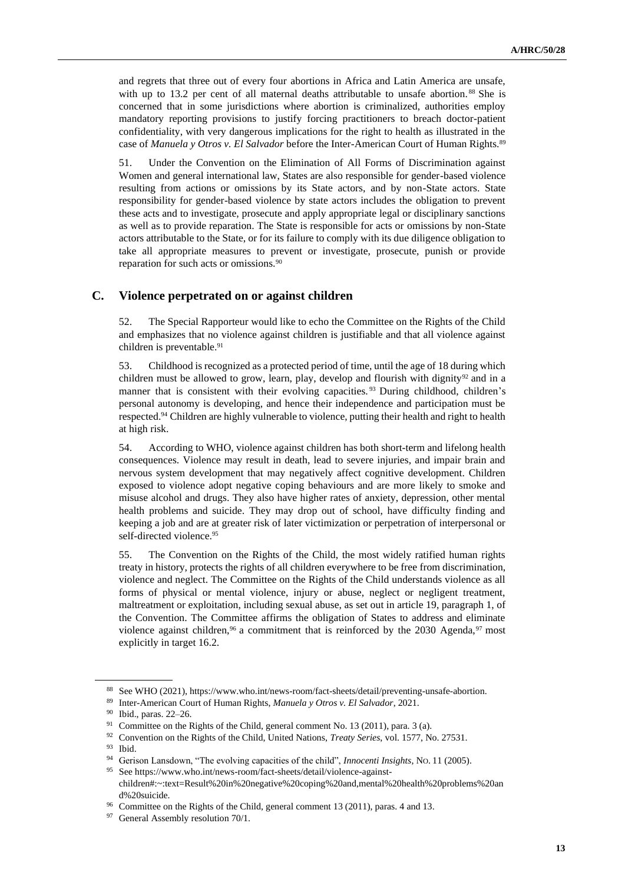and regrets that three out of every four abortions in Africa and Latin America are unsafe, with up to 13.2 per cent of all maternal deaths attributable to unsafe abortion.[88] She is concerned that in some jurisdictions where abortion is criminalized, authorities employ mandatory reporting provisions to justify forcing practitioners to breach doctor-patient confidentiality, with very dangerous implications for the right to health as illustrated in the case of *Manuela y Otros v. El Salvador* before the Inter-American Court of Human Rights.[89]

51. Under the Convention on the Elimination of All Forms of Discrimination against Women and general international law, States are also responsible for gender-based violence resulting from actions or omissions by its State actors, and by non-State actors. State responsibility for gender-based violence by state actors includes the obligation to prevent these acts and to investigate, prosecute and apply appropriate legal or disciplinary sanctions as well as to provide reparation. The State is responsible for acts or omissions by non-State actors attributable to the State, or for its failure to comply with its due diligence obligation to take all appropriate measures to prevent or investigate, prosecute, punish or provide reparation for such acts or omissions.[90]

## C. Violence perpetrated on or against children

52. The Special Rapporteur would like to echo the Committee on the Rights of the Child and emphasizes that no violence against children is justifiable and that all violence against children is preventable.[91]

53. Childhood is recognized as a protected period of time, until the age of 18 during which children must be allowed to grow, learn, play, develop and flourish with dignity[92] and in a manner that is consistent with their evolving capacities.[93] During childhood, children's personal autonomy is developing, and hence their independence and participation must be respected.[94] Children are highly vulnerable to violence, putting their health and right to health at high risk.

54. According to WHO, violence against children has both short-term and lifelong health consequences. Violence may result in death, lead to severe injuries, and impair brain and nervous system development that may negatively affect cognitive development. Children exposed to violence adopt negative coping behaviours and are more likely to smoke and misuse alcohol and drugs. They also have higher rates of anxiety, depression, other mental health problems and suicide. They may drop out of school, have difficulty finding and keeping a job and are at greater risk of later victimization or perpetration of interpersonal or self-directed violence.[95]

55. The Convention on the Rights of the Child, the most widely ratified human rights treaty in history, protects the rights of all children everywhere to be free from discrimination, violence and neglect. The Committee on the Rights of the Child understands violence as all forms of physical or mental violence, injury or abuse, neglect or negligent treatment, maltreatment or exploitation, including sexual abuse, as set out in article 19, paragraph 1, of the Convention. The Committee affirms the obligation of States to address and eliminate violence against children,[96] a commitment that is reinforced by the 2030 Agenda,[97] most explicitly in target 16.2.

---

[88] See WHO (2021), https://www.who.int/news-room/fact-sheets/detail/preventing-unsafe-abortion.

[89] Inter-American Court of Human Rights, *Manuela y Otros v. El Salvador*, 2021.

[90] Ibid., paras. 22–26.

[91] Committee on the Rights of the Child, general comment No. 13 (2011), para. 3 (a).

[92] Convention on the Rights of the Child, United Nations, *Treaty Series*, vol. 1577, No. 27531.

[93] Ibid.

[94] Gerison Lansdown, "The evolving capacities of the child", *Innocenti Insights*, No. 11 (2005).

[95] See https://www.who.int/news-room/fact-sheets/detail/violence-against-children#:~:text=Result%20in%20negative%20coping%20and,mental%20health%20problems%20and%20suicide.

[96] Committee on the Rights of the Child, general comment 13 (2011), paras. 4 and 13.

[97] General Assembly resolution 70/1.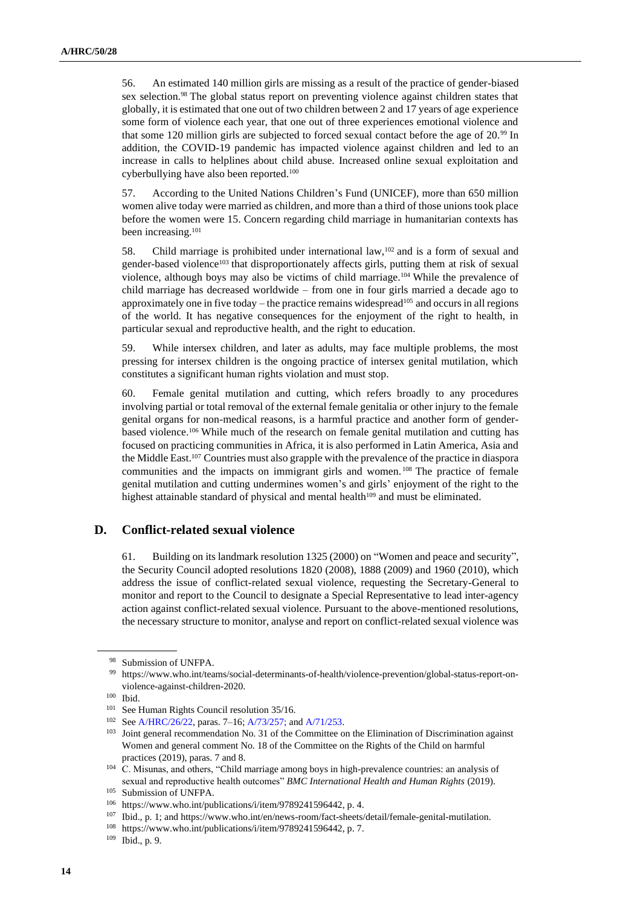56. An estimated 140 million girls are missing as a result of the practice of gender-biased sex selection.[98] The global status report on preventing violence against children states that globally, it is estimated that one out of two children between 2 and 17 years of age experience some form of violence each year, that one out of three experiences emotional violence and that some 120 million girls are subjected to forced sexual contact before the age of 20.[99] In addition, the COVID-19 pandemic has impacted violence against children and led to an increase in calls to helplines about child abuse. Increased online sexual exploitation and cyberbullying have also been reported.[100]

57. According to the United Nations Children's Fund (UNICEF), more than 650 million women alive today were married as children, and more than a third of those unions took place before the women were 15. Concern regarding child marriage in humanitarian contexts has been increasing.[101]

58. Child marriage is prohibited under international law,[102] and is a form of sexual and gender-based violence[103] that disproportionately affects girls, putting them at risk of sexual violence, although boys may also be victims of child marriage.[104] While the prevalence of child marriage has decreased worldwide – from one in four girls married a decade ago to approximately one in five today – the practice remains widespread[105] and occurs in all regions of the world. It has negative consequences for the enjoyment of the right to health, in particular sexual and reproductive health, and the right to education.

59. While intersex children, and later as adults, may face multiple problems, the most pressing for intersex children is the ongoing practice of intersex genital mutilation, which constitutes a significant human rights violation and must stop.

60. Female genital mutilation and cutting, which refers broadly to any procedures involving partial or total removal of the external female genitalia or other injury to the female genital organs for non-medical reasons, is a harmful practice and another form of gender-based violence.[106] While much of the research on female genital mutilation and cutting has focused on practicing communities in Africa, it is also performed in Latin America, Asia and the Middle East.[107] Countries must also grapple with the prevalence of the practice in diaspora communities and the impacts on immigrant girls and women.[108] The practice of female genital mutilation and cutting undermines women's and girls' enjoyment of the right to the highest attainable standard of physical and mental health[109] and must be eliminated.

## D. Conflict-related sexual violence

61. Building on its landmark resolution 1325 (2000) on "Women and peace and security", the Security Council adopted resolutions 1820 (2008), 1888 (2009) and 1960 (2010), which address the issue of conflict-related sexual violence, requesting the Secretary-General to monitor and report to the Council to designate a Special Representative to lead inter-agency action against conflict-related sexual violence. Pursuant to the above-mentioned resolutions, the necessary structure to monitor, analyse and report on conflict-related sexual violence was

---

[98] Submission of UNFPA.

[99] https://www.who.int/teams/social-determinants-of-health/violence-prevention/global-status-report-on-violence-against-children-2020.

[100] Ibid.

[101] See Human Rights Council resolution 35/16.

[102] See A/HRC/26/22, paras. 7–16; A/73/257; and A/71/253.

[103] Joint general recommendation No. 31 of the Committee on the Elimination of Discrimination against Women and general comment No. 18 of the Committee on the Rights of the Child on harmful practices (2019), paras. 7 and 8.

[104] C. Misunas, and others, "Child marriage among boys in high-prevalence countries: an analysis of sexual and reproductive health outcomes" *BMC International Health and Human Rights* (2019).

[105] Submission of UNFPA.

[106] https://www.who.int/publications/i/item/9789241596442, p. 4.

[107] Ibid., p. 1; and https://www.who.int/en/news-room/fact-sheets/detail/female-genital-mutilation.

[108] https://www.who.int/publications/i/item/9789241596442, p. 7.

[109] Ibid., p. 9.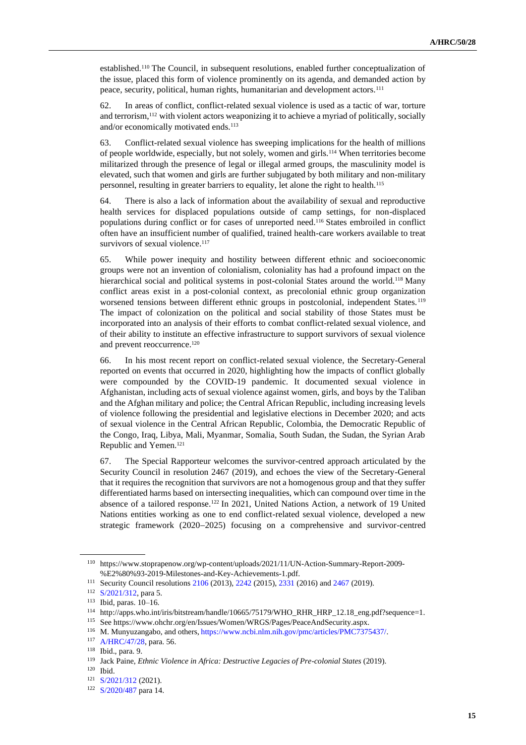established.[110] The Council, in subsequent resolutions, enabled further conceptualization of the issue, placed this form of violence prominently on its agenda, and demanded action by peace, security, political, human rights, humanitarian and development actors.[111]

62. In areas of conflict, conflict-related sexual violence is used as a tactic of war, torture and terrorism,[112] with violent actors weaponizing it to achieve a myriad of politically, socially and/or economically motivated ends.[113]

63. Conflict-related sexual violence has sweeping implications for the health of millions of people worldwide, especially, but not solely, women and girls.[114] When territories become militarized through the presence of legal or illegal armed groups, the masculinity model is elevated, such that women and girls are further subjugated by both military and non-military personnel, resulting in greater barriers to equality, let alone the right to health.[115]

64. There is also a lack of information about the availability of sexual and reproductive health services for displaced populations outside of camp settings, for non-displaced populations during conflict or for cases of unreported need.[116] States embroiled in conflict often have an insufficient number of qualified, trained health-care workers available to treat survivors of sexual violence.[117]

65. While power inequity and hostility between different ethnic and socioeconomic groups were not an invention of colonialism, coloniality has had a profound impact on the hierarchical social and political systems in post-colonial States around the world.[118] Many conflict areas exist in a post-colonial context, as precolonial ethnic group organization worsened tensions between different ethnic groups in postcolonial, independent States.[119] The impact of colonization on the political and social stability of those States must be incorporated into an analysis of their efforts to combat conflict-related sexual violence, and of their ability to institute an effective infrastructure to support survivors of sexual violence and prevent reoccurrence.[120]

66. In his most recent report on conflict-related sexual violence, the Secretary-General reported on events that occurred in 2020, highlighting how the impacts of conflict globally were compounded by the COVID-19 pandemic. It documented sexual violence in Afghanistan, including acts of sexual violence against women, girls, and boys by the Taliban and the Afghan military and police; the Central African Republic, including increasing levels of violence following the presidential and legislative elections in December 2020; and acts of sexual violence in the Central African Republic, Colombia, the Democratic Republic of the Congo, Iraq, Libya, Mali, Myanmar, Somalia, South Sudan, the Sudan, the Syrian Arab Republic and Yemen.[121]

67. The Special Rapporteur welcomes the survivor-centred approach articulated by the Security Council in resolution 2467 (2019), and echoes the view of the Secretary-General that it requires the recognition that survivors are not a homogenous group and that they suffer differentiated harms based on intersecting inequalities, which can compound over time in the absence of a tailored response.[122] In 2021, United Nations Action, a network of 19 United Nations entities working as one to end conflict-related sexual violence, developed a new strategic framework (2020–2025) focusing on a comprehensive and survivor-centred

---

[110] https://www.stoprapenow.org/wp-content/uploads/2021/11/UN-Action-Summary-Report-2009-%E2%80%93-2019-Milestones-and-Key-Achievements-1.pdf.

[111] Security Council resolutions 2106 (2013), 2242 (2015), 2331 (2016) and 2467 (2019).

[112] S/2021/312, para 5.

[113] Ibid, paras. 10–16.

[114] http://apps.who.int/iris/bitstream/handle/10665/75179/WHO_RHR_HRP_12.18_eng.pdf?sequence=1.

[115] See https://www.ohchr.org/en/Issues/Women/WRGS/Pages/PeaceAndSecurity.aspx.

[116] M. Munyuzangabo, and others, https://www.ncbi.nlm.nih.gov/pmc/articles/PMC7375437/.

[117] A/HRC/47/28, para. 56.

[118] Ibid., para. 9.

[119] Jack Paine, *Ethnic Violence in Africa: Destructive Legacies of Pre-colonial States* (2019).

[120] Ibid.

[121] S/2021/312 (2021).

[122] S/2020/487 para 14.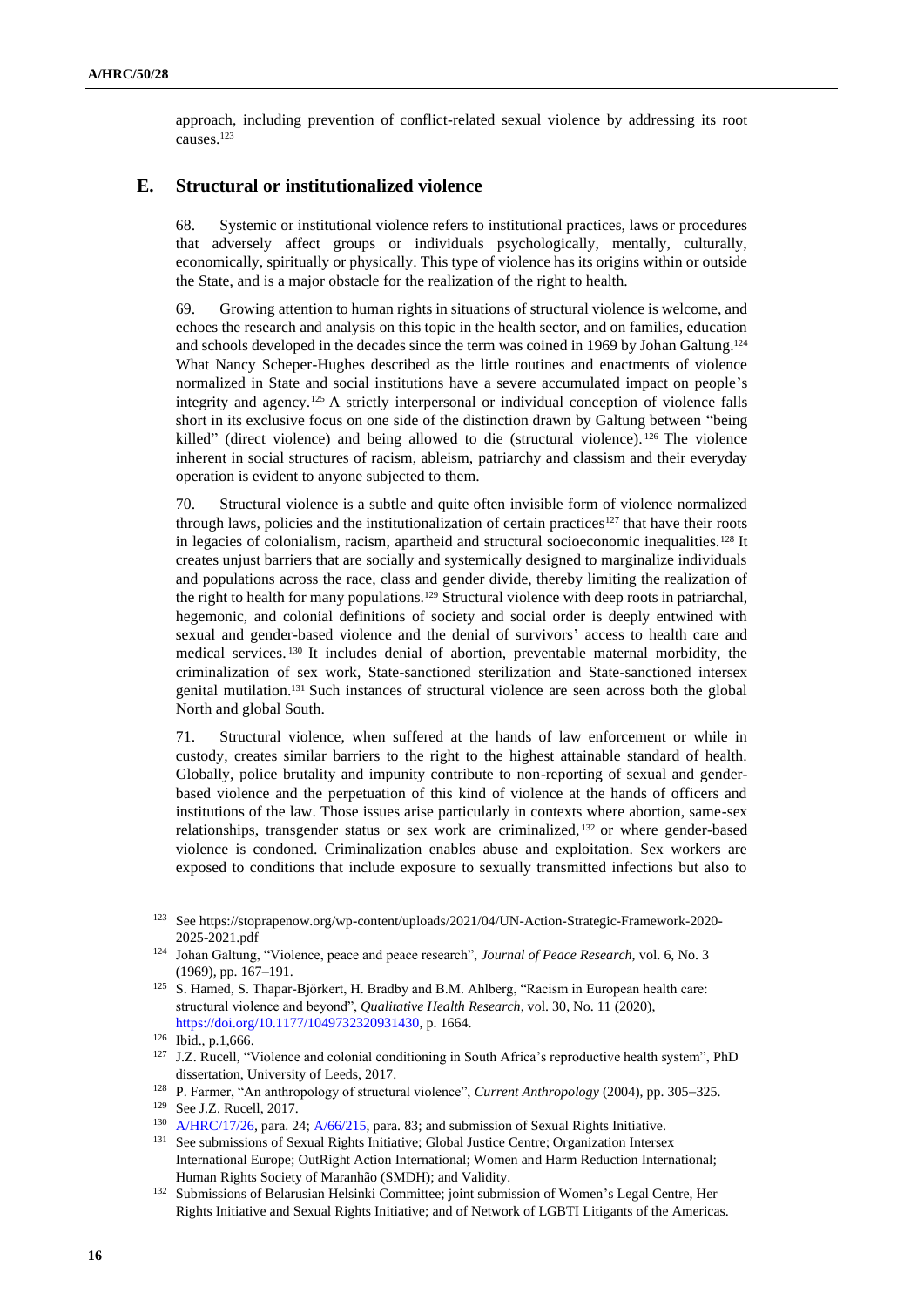approach, including prevention of conflict-related sexual violence by addressing its root causes.[123]

## E. Structural or institutionalized violence

68. Systemic or institutional violence refers to institutional practices, laws or procedures that adversely affect groups or individuals psychologically, mentally, culturally, economically, spiritually or physically. This type of violence has its origins within or outside the State, and is a major obstacle for the realization of the right to health.

69. Growing attention to human rights in situations of structural violence is welcome, and echoes the research and analysis on this topic in the health sector, and on families, education and schools developed in the decades since the term was coined in 1969 by Johan Galtung.[124] What Nancy Scheper-Hughes described as the little routines and enactments of violence normalized in State and social institutions have a severe accumulated impact on people's integrity and agency.[125] A strictly interpersonal or individual conception of violence falls short in its exclusive focus on one side of the distinction drawn by Galtung between "being killed" (direct violence) and being allowed to die (structural violence).[126] The violence inherent in social structures of racism, ableism, patriarchy and classism and their everyday operation is evident to anyone subjected to them.

70. Structural violence is a subtle and quite often invisible form of violence normalized through laws, policies and the institutionalization of certain practices[127] that have their roots in legacies of colonialism, racism, apartheid and structural socioeconomic inequalities.[128] It creates unjust barriers that are socially and systemically designed to marginalize individuals and populations across the race, class and gender divide, thereby limiting the realization of the right to health for many populations.[129] Structural violence with deep roots in patriarchal, hegemonic, and colonial definitions of society and social order is deeply entwined with sexual and gender-based violence and the denial of survivors' access to health care and medical services.[130] It includes denial of abortion, preventable maternal morbidity, the criminalization of sex work, State-sanctioned sterilization and State-sanctioned intersex genital mutilation.[131] Such instances of structural violence are seen across both the global North and global South.

71. Structural violence, when suffered at the hands of law enforcement or while in custody, creates similar barriers to the right to the highest attainable standard of health. Globally, police brutality and impunity contribute to non-reporting of sexual and gender-based violence and the perpetuation of this kind of violence at the hands of officers and institutions of the law. Those issues arise particularly in contexts where abortion, same-sex relationships, transgender status or sex work are criminalized,[132] or where gender-based violence is condoned. Criminalization enables abuse and exploitation. Sex workers are exposed to conditions that include exposure to sexually transmitted infections but also to

---

[123] See https://stoprapenow.org/wp-content/uploads/2021/04/UN-Action-Strategic-Framework-2020-2025-2021.pdf

[124] Johan Galtung, "Violence, peace and peace research", *Journal of Peace Research*, vol. 6, No. 3 (1969), pp. 167–191.

[125] S. Hamed, S. Thapar-Björkert, H. Bradby and B.M. Ahlberg, "Racism in European health care: structural violence and beyond", *Qualitative Health Research*, vol. 30, No. 11 (2020), https://doi.org/10.1177/1049732320931430, p. 1664.

[126] Ibid., p.1,666.

[127] J.Z. Rucell, "Violence and colonial conditioning in South Africa's reproductive health system", PhD dissertation, University of Leeds, 2017.

[128] P. Farmer, "An anthropology of structural violence", *Current Anthropology* (2004), pp. 305–325.

[129] See J.Z. Rucell, 2017.

[130] A/HRC/17/26, para. 24; A/66/215, para. 83; and submission of Sexual Rights Initiative.

[131] See submissions of Sexual Rights Initiative; Global Justice Centre; Organization Intersex International Europe; OutRight Action International; Women and Harm Reduction International; Human Rights Society of Maranhão (SMDH); and Validity.

[132] Submissions of Belarusian Helsinki Committee; joint submission of Women's Legal Centre, Her Rights Initiative and Sexual Rights Initiative; and of Network of LGBTI Litigants of the Americas.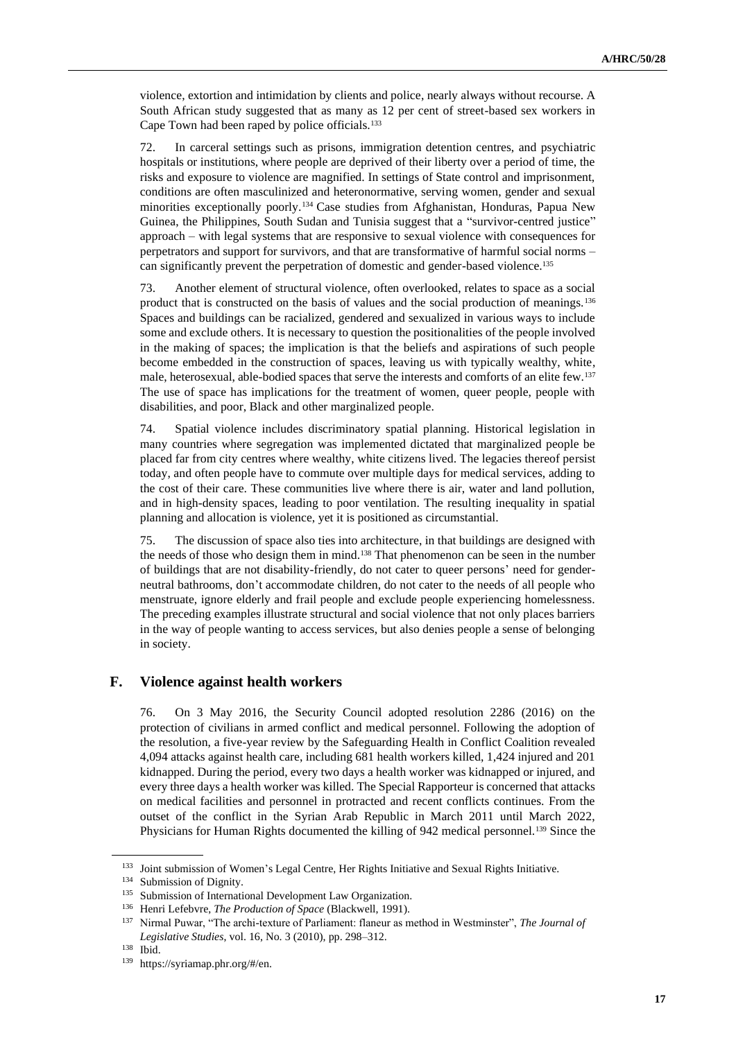violence, extortion and intimidation by clients and police, nearly always without recourse. A South African study suggested that as many as 12 per cent of street-based sex workers in Cape Town had been raped by police officials.[133]

72. In carceral settings such as prisons, immigration detention centres, and psychiatric hospitals or institutions, where people are deprived of their liberty over a period of time, the risks and exposure to violence are magnified. In settings of State control and imprisonment, conditions are often masculinized and heteronormative, serving women, gender and sexual minorities exceptionally poorly.[134] Case studies from Afghanistan, Honduras, Papua New Guinea, the Philippines, South Sudan and Tunisia suggest that a "survivor-centred justice" approach – with legal systems that are responsive to sexual violence with consequences for perpetrators and support for survivors, and that are transformative of harmful social norms – can significantly prevent the perpetration of domestic and gender-based violence.[135]

73. Another element of structural violence, often overlooked, relates to space as a social product that is constructed on the basis of values and the social production of meanings.[136] Spaces and buildings can be racialized, gendered and sexualized in various ways to include some and exclude others. It is necessary to question the positionalities of the people involved in the making of spaces; the implication is that the beliefs and aspirations of such people become embedded in the construction of spaces, leaving us with typically wealthy, white, male, heterosexual, able-bodied spaces that serve the interests and comforts of an elite few.[137] The use of space has implications for the treatment of women, queer people, people with disabilities, and poor, Black and other marginalized people.

74. Spatial violence includes discriminatory spatial planning. Historical legislation in many countries where segregation was implemented dictated that marginalized people be placed far from city centres where wealthy, white citizens lived. The legacies thereof persist today, and often people have to commute over multiple days for medical services, adding to the cost of their care. These communities live where there is air, water and land pollution, and in high-density spaces, leading to poor ventilation. The resulting inequality in spatial planning and allocation is violence, yet it is positioned as circumstantial.

75. The discussion of space also ties into architecture, in that buildings are designed with the needs of those who design them in mind.[138] That phenomenon can be seen in the number of buildings that are not disability-friendly, do not cater to queer persons' need for gender-neutral bathrooms, don't accommodate children, do not cater to the needs of all people who menstruate, ignore elderly and frail people and exclude people experiencing homelessness. The preceding examples illustrate structural and social violence that not only places barriers in the way of people wanting to access services, but also denies people a sense of belonging in society.

## F. Violence against health workers

76. On 3 May 2016, the Security Council adopted resolution 2286 (2016) on the protection of civilians in armed conflict and medical personnel. Following the adoption of the resolution, a five-year review by the Safeguarding Health in Conflict Coalition revealed 4,094 attacks against health care, including 681 health workers killed, 1,424 injured and 201 kidnapped. During the period, every two days a health worker was kidnapped or injured, and every three days a health worker was killed. The Special Rapporteur is concerned that attacks on medical facilities and personnel in protracted and recent conflicts continues. From the outset of the conflict in the Syrian Arab Republic in March 2011 until March 2022, Physicians for Human Rights documented the killing of 942 medical personnel.[139] Since the

---

[133] Joint submission of Women's Legal Centre, Her Rights Initiative and Sexual Rights Initiative.

[134] Submission of Dignity.

[135] Submission of International Development Law Organization.

[136] Henri Lefebvre, *The Production of Space* (Blackwell, 1991).

[137] Nirmal Puwar, "The archi-texture of Parliament: flaneur as method in Westminster", *The Journal of Legislative Studies*, vol. 16, No. 3 (2010), pp. 298–312.

[138] Ibid.

[139] https://syriamap.phr.org/#/en.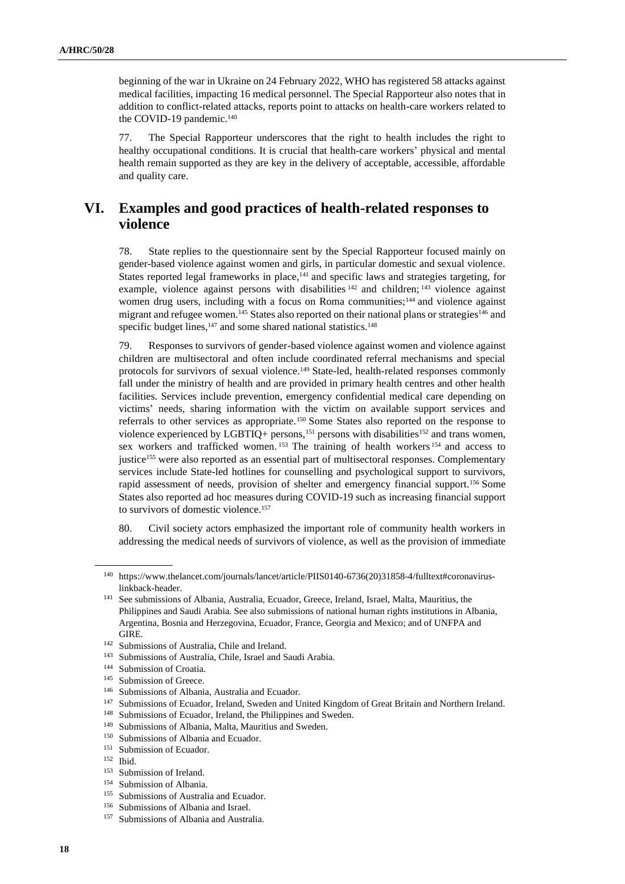beginning of the war in Ukraine on 24 February 2022, WHO has registered 58 attacks against medical facilities, impacting 16 medical personnel. The Special Rapporteur also notes that in addition to conflict-related attacks, reports point to attacks on health-care workers related to the COVID-19 pandemic.[140]

77. The Special Rapporteur underscores that the right to health includes the right to healthy occupational conditions. It is crucial that health-care workers' physical and mental health remain supported as they are key in the delivery of acceptable, accessible, affordable and quality care.

## VI. Examples and good practices of health-related responses to violence

78. State replies to the questionnaire sent by the Special Rapporteur focused mainly on gender-based violence against women and girls, in particular domestic and sexual violence. States reported legal frameworks in place,[141] and specific laws and strategies targeting, for example, violence against persons with disabilities[142] and children;[143] violence against women drug users, including with a focus on Roma communities;[144] and violence against migrant and refugee women.[145] States also reported on their national plans or strategies[146] and specific budget lines,[147] and some shared national statistics.[148]

79. Responses to survivors of gender-based violence against women and violence against children are multisectoral and often include coordinated referral mechanisms and special protocols for survivors of sexual violence.[149] State-led, health-related responses commonly fall under the ministry of health and are provided in primary health centres and other health facilities. Services include prevention, emergency confidential medical care depending on victims' needs, sharing information with the victim on available support services and referrals to other services as appropriate.[150] Some States also reported on the response to violence experienced by LGBTIQ+ persons,[151] persons with disabilities[152] and trans women, sex workers and trafficked women.[153] The training of health workers[154] and access to justice[155] were also reported as an essential part of multisectoral responses. Complementary services include State-led hotlines for counselling and psychological support to survivors, rapid assessment of needs, provision of shelter and emergency financial support.[156] Some States also reported ad hoc measures during COVID-19 such as increasing financial support to survivors of domestic violence.[157]

80. Civil society actors emphasized the important role of community health workers in addressing the medical needs of survivors of violence, as well as the provision of immediate

---

[140] https://www.thelancet.com/journals/lancet/article/PIIS0140-6736(20)31858-4/fulltext#coronavirus-linkback-header.

[141] See submissions of Albania, Australia, Ecuador, Greece, Ireland, Israel, Malta, Mauritius, the Philippines and Saudi Arabia. See also submissions of national human rights institutions in Albania, Argentina, Bosnia and Herzegovina, Ecuador, France, Georgia and Mexico; and of UNFPA and GIRE.

[142] Submissions of Australia, Chile and Ireland.

[143] Submissions of Australia, Chile, Israel and Saudi Arabia.

[144] Submission of Croatia.

[145] Submission of Greece.

[146] Submissions of Albania, Australia and Ecuador.

[147] Submissions of Ecuador, Ireland, Sweden and United Kingdom of Great Britain and Northern Ireland.

[148] Submissions of Ecuador, Ireland, the Philippines and Sweden.

[149] Submissions of Albania, Malta, Mauritius and Sweden.

[150] Submissions of Albania and Ecuador.

[151] Submission of Ecuador.

[152] Ibid.

[153] Submission of Ireland.

[154] Submission of Albania.

[155] Submissions of Australia and Ecuador.

[156] Submissions of Albania and Israel.

[157] Submissions of Albania and Australia.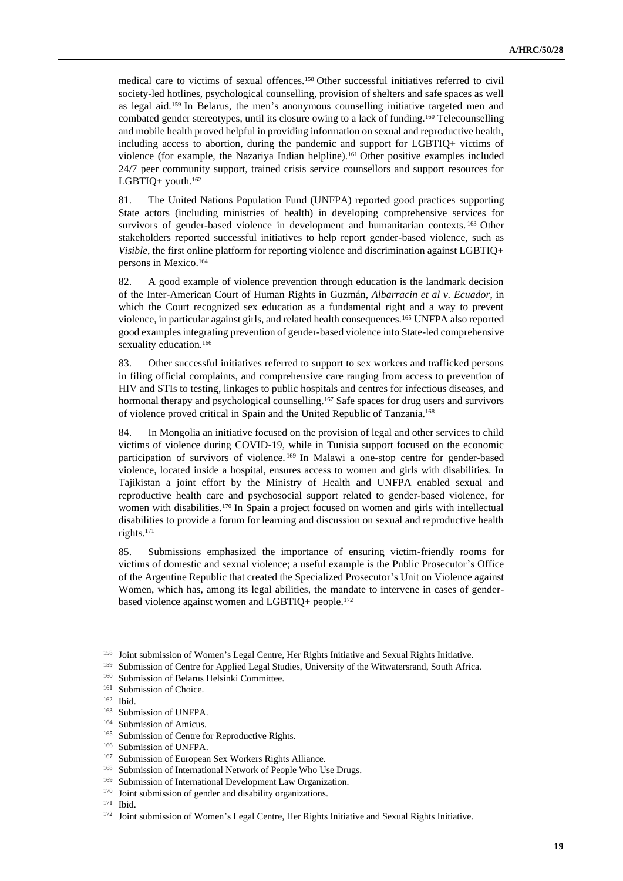medical care to victims of sexual offences.[158] Other successful initiatives referred to civil society-led hotlines, psychological counselling, provision of shelters and safe spaces as well as legal aid.[159] In Belarus, the men's anonymous counselling initiative targeted men and combated gender stereotypes, until its closure owing to a lack of funding.[160] Telecounselling and mobile health proved helpful in providing information on sexual and reproductive health, including access to abortion, during the pandemic and support for LGBTIQ+ victims of violence (for example, the Nazariya Indian helpline).[161] Other positive examples included 24/7 peer community support, trained crisis service counsellors and support resources for LGBTIQ+ youth.[162]

81. The United Nations Population Fund (UNFPA) reported good practices supporting State actors (including ministries of health) in developing comprehensive services for survivors of gender-based violence in development and humanitarian contexts.[163] Other stakeholders reported successful initiatives to help report gender-based violence, such as *Visible*, the first online platform for reporting violence and discrimination against LGBTIQ+ persons in Mexico.[164]

82. A good example of violence prevention through education is the landmark decision of the Inter-American Court of Human Rights in Guzmán, *Albarracin et al v. Ecuador*, in which the Court recognized sex education as a fundamental right and a way to prevent violence, in particular against girls, and related health consequences.[165] UNFPA also reported good examples integrating prevention of gender-based violence into State-led comprehensive sexuality education.[166]

83. Other successful initiatives referred to support to sex workers and trafficked persons in filing official complaints, and comprehensive care ranging from access to prevention of HIV and STIs to testing, linkages to public hospitals and centres for infectious diseases, and hormonal therapy and psychological counselling.[167] Safe spaces for drug users and survivors of violence proved critical in Spain and the United Republic of Tanzania.[168]

84. In Mongolia an initiative focused on the provision of legal and other services to child victims of violence during COVID-19, while in Tunisia support focused on the economic participation of survivors of violence.[169] In Malawi a one-stop centre for gender-based violence, located inside a hospital, ensures access to women and girls with disabilities. In Tajikistan a joint effort by the Ministry of Health and UNFPA enabled sexual and reproductive health care and psychosocial support related to gender-based violence, for women with disabilities.[170] In Spain a project focused on women and girls with intellectual disabilities to provide a forum for learning and discussion on sexual and reproductive health rights.[171]

85. Submissions emphasized the importance of ensuring victim-friendly rooms for victims of domestic and sexual violence; a useful example is the Public Prosecutor's Office of the Argentine Republic that created the Specialized Prosecutor's Unit on Violence against Women, which has, among its legal abilities, the mandate to intervene in cases of gender-based violence against women and LGBTIQ+ people.[172]

---

[158] Joint submission of Women's Legal Centre, Her Rights Initiative and Sexual Rights Initiative.
[159] Submission of Centre for Applied Legal Studies, University of the Witwatersrand, South Africa.
[160] Submission of Belarus Helsinki Committee.
[161] Submission of Choice.
[162] Ibid.
[163] Submission of UNFPA.
[164] Submission of Amicus.
[165] Submission of Centre for Reproductive Rights.
[166] Submission of UNFPA.
[167] Submission of European Sex Workers Rights Alliance.
[168] Submission of International Network of People Who Use Drugs.
[169] Submission of International Development Law Organization.
[170] Joint submission of gender and disability organizations.
[171] Ibid.
[172] Joint submission of Women's Legal Centre, Her Rights Initiative and Sexual Rights Initiative.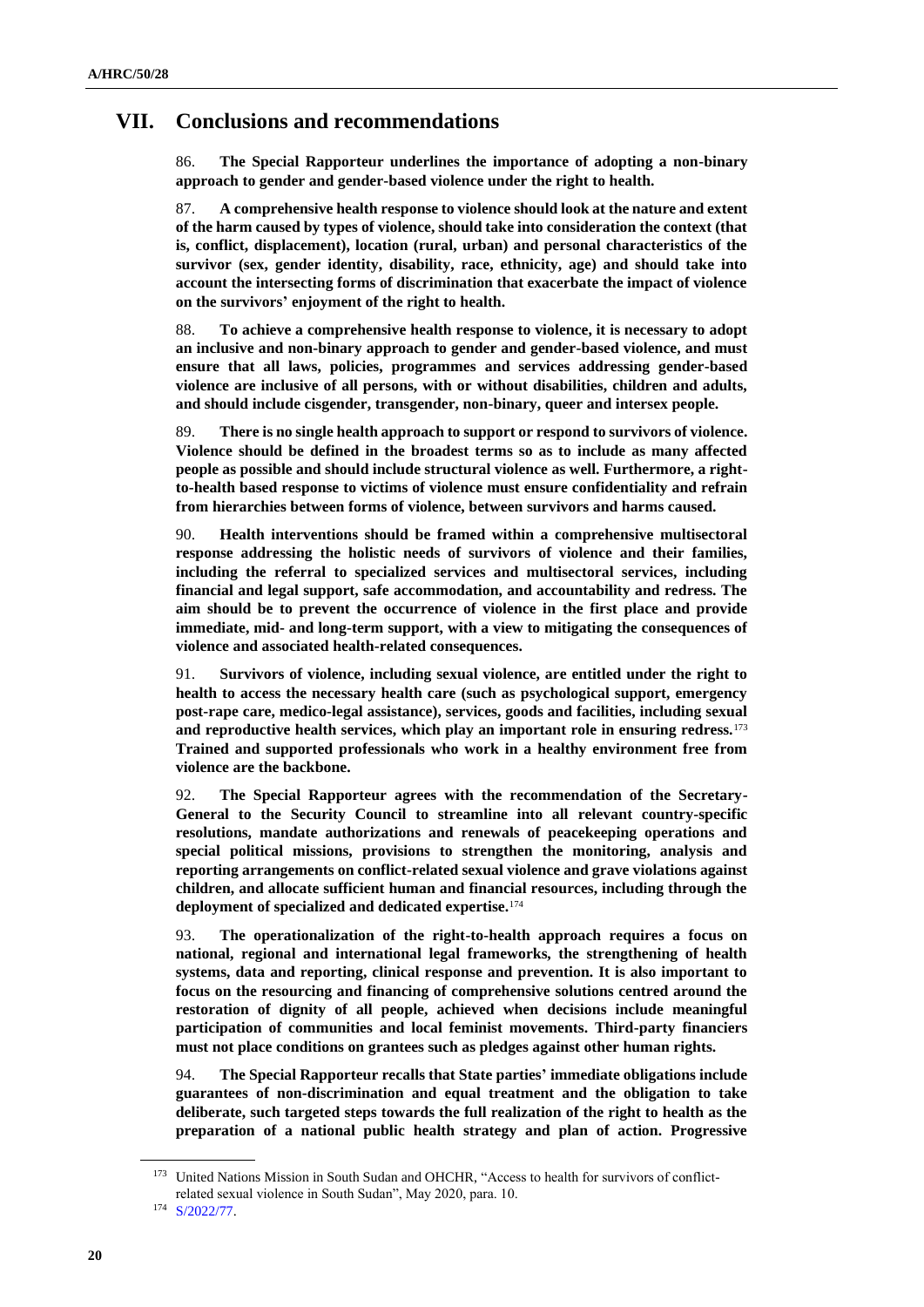# VII. Conclusions and recommendations

86. **The Special Rapporteur underlines the importance of adopting a non-binary approach to gender and gender-based violence under the right to health.**

87. **A comprehensive health response to violence should look at the nature and extent of the harm caused by types of violence, should take into consideration the context (that is, conflict, displacement), location (rural, urban) and personal characteristics of the survivor (sex, gender identity, disability, race, ethnicity, age) and should take into account the intersecting forms of discrimination that exacerbate the impact of violence on the survivors' enjoyment of the right to health.**

88. **To achieve a comprehensive health response to violence, it is necessary to adopt an inclusive and non-binary approach to gender and gender-based violence, and must ensure that all laws, policies, programmes and services addressing gender-based violence are inclusive of all persons, with or without disabilities, children and adults, and should include cisgender, transgender, non-binary, queer and intersex people.**

89. **There is no single health approach to support or respond to survivors of violence. Violence should be defined in the broadest terms so as to include as many affected people as possible and should include structural violence as well. Furthermore, a right-to-health based response to victims of violence must ensure confidentiality and refrain from hierarchies between forms of violence, between survivors and harms caused.**

90. **Health interventions should be framed within a comprehensive multisectoral response addressing the holistic needs of survivors of violence and their families, including the referral to specialized services and multisectoral services, including financial and legal support, safe accommodation, and accountability and redress. The aim should be to prevent the occurrence of violence in the first place and provide immediate, mid- and long-term support, with a view to mitigating the consequences of violence and associated health-related consequences.**

91. **Survivors of violence, including sexual violence, are entitled under the right to health to access the necessary health care (such as psychological support, emergency post-rape care, medico-legal assistance), services, goods and facilities, including sexual and reproductive health services, which play an important role in ensuring redress.**[173] **Trained and supported professionals who work in a healthy environment free from violence are the backbone.**

92. **The Special Rapporteur agrees with the recommendation of the Secretary-General to the Security Council to streamline into all relevant country-specific resolutions, mandate authorizations and renewals of peacekeeping operations and special political missions, provisions to strengthen the monitoring, analysis and reporting arrangements on conflict-related sexual violence and grave violations against children, and allocate sufficient human and financial resources, including through the deployment of specialized and dedicated expertise.**[174]

93. **The operationalization of the right-to-health approach requires a focus on national, regional and international legal frameworks, the strengthening of health systems, data and reporting, clinical response and prevention. It is also important to focus on the resourcing and financing of comprehensive solutions centred around the restoration of dignity of all people, achieved when decisions include meaningful participation of communities and local feminist movements. Third-party financiers must not place conditions on grantees such as pledges against other human rights.**

94. **The Special Rapporteur recalls that State parties' immediate obligations include guarantees of non-discrimination and equal treatment and the obligation to take deliberate, such targeted steps towards the full realization of the right to health as the preparation of a national public health strategy and plan of action. Progressive**

---

[173] United Nations Mission in South Sudan and OHCHR, "Access to health for survivors of conflict-related sexual violence in South Sudan", May 2020, para. 10.

[174] S/2022/77.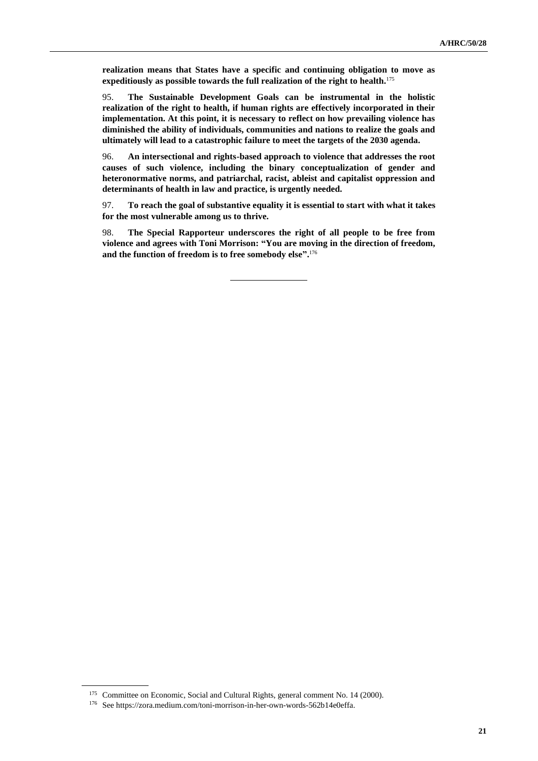**realization means that States have a specific and continuing obligation to move as expeditiously as possible towards the full realization of the right to health.**[175]

95. **The Sustainable Development Goals can be instrumental in the holistic realization of the right to health, if human rights are effectively incorporated in their implementation. At this point, it is necessary to reflect on how prevailing violence has diminished the ability of individuals, communities and nations to realize the goals and ultimately will lead to a catastrophic failure to meet the targets of the 2030 agenda.**

96. **An intersectional and rights-based approach to violence that addresses the root causes of such violence, including the binary conceptualization of gender and heteronormative norms, and patriarchal, racist, ableist and capitalist oppression and determinants of health in law and practice, is urgently needed.**

97. **To reach the goal of substantive equality it is essential to start with what it takes for the most vulnerable among us to thrive.**

98. **The Special Rapporteur underscores the right of all people to be free from violence and agrees with Toni Morrison: "You are moving in the direction of freedom, and the function of freedom is to free somebody else".**[176]

---

[175] Committee on Economic, Social and Cultural Rights, general comment No. 14 (2000).

[176] See https://zora.medium.com/toni-morrison-in-her-own-words-562b14e0effa.